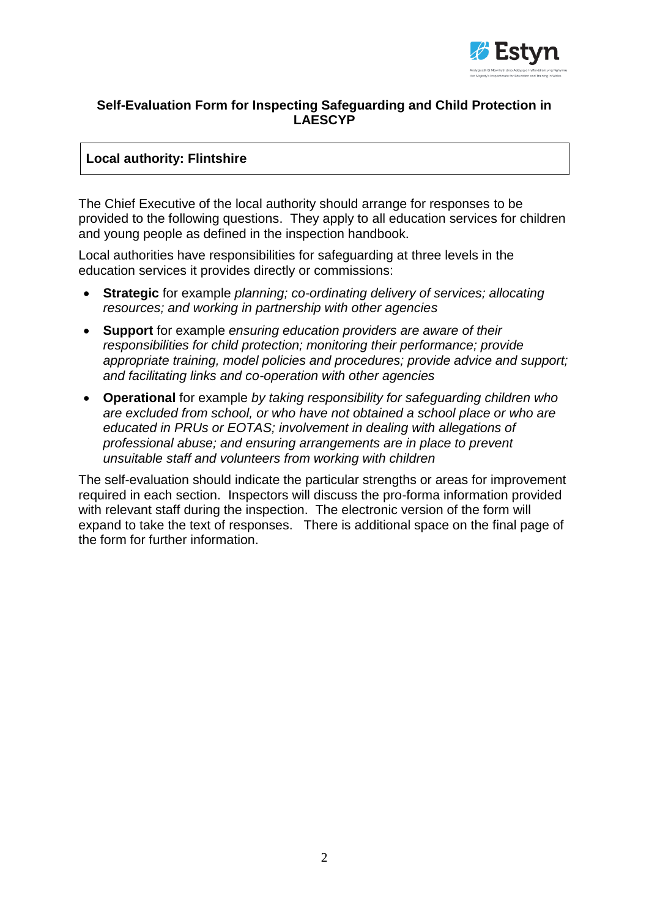## Self-Evaluation Form for Inspecting Safeguarding and Child Protection in LAESCYP

| **Local authority: Flintshire** |
|---|

The Chief Executive of the local authority should arrange for responses to be provided to the following questions. They apply to all education services for children and young people as defined in the inspection handbook.

Local authorities have responsibilities for safeguarding at three levels in the education services it provides directly or commissions:

- **Strategic** for example *planning; co-ordinating delivery of services; allocating resources; and working in partnership with other agencies*
- **Support** for example *ensuring education providers are aware of their responsibilities for child protection; monitoring their performance; provide appropriate training, model policies and procedures; provide advice and support; and facilitating links and co-operation with other agencies*
- **Operational** for example *by taking responsibility for safeguarding children who are excluded from school, or who have not obtained a school place or who are educated in PRUs or EOTAS; involvement in dealing with allegations of professional abuse; and ensuring arrangements are in place to prevent unsuitable staff and volunteers from working with children*

The self-evaluation should indicate the particular strengths or areas for improvement required in each section. Inspectors will discuss the pro-forma information provided with relevant staff during the inspection. The electronic version of the form will expand to take the text of responses. There is additional space on the final page of the form for further information.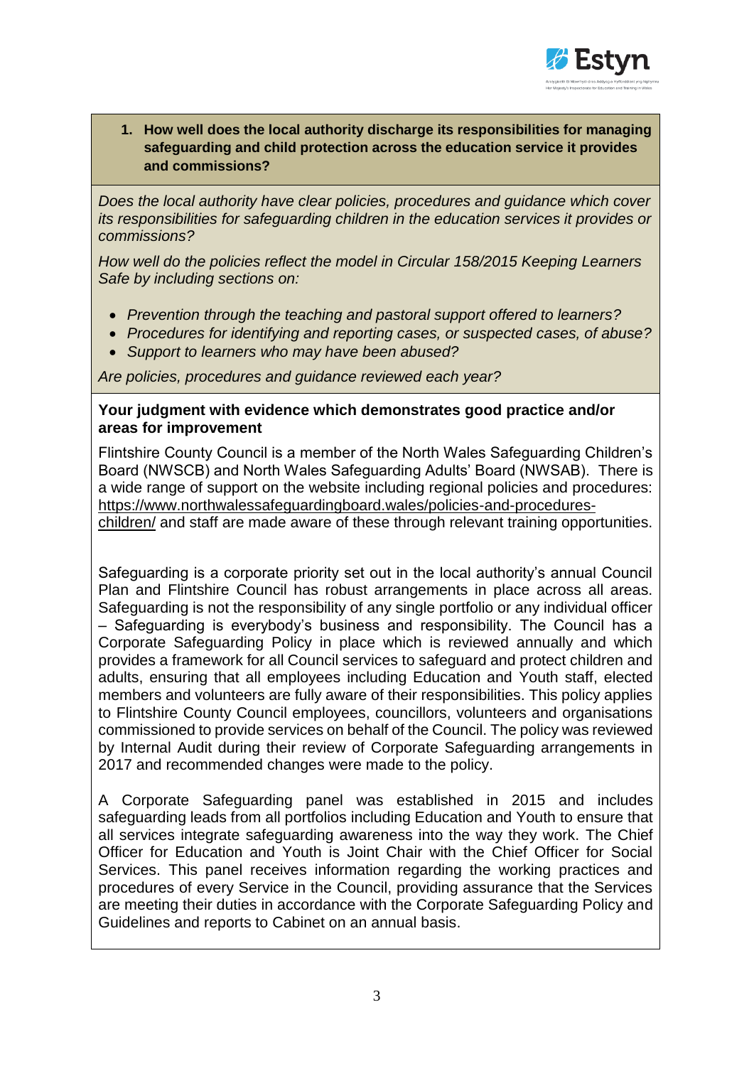1. **How well does the local authority discharge its responsibilities for managing safeguarding and child protection across the education service it provides and commissions?**

*Does the local authority have clear policies, procedures and guidance which cover its responsibilities for safeguarding children in the education services it provides or commissions?*

*How well do the policies reflect the model in Circular 158/2015 Keeping Learners Safe by including sections on:*

- *Prevention through the teaching and pastoral support offered to learners?*
- *Procedures for identifying and reporting cases, or suspected cases, of abuse?*
- *Support to learners who may have been abused?*

*Are policies, procedures and guidance reviewed each year?*

**Your judgment with evidence which demonstrates good practice and/or areas for improvement**

Flintshire County Council is a member of the North Wales Safeguarding Children's Board (NWSCB) and North Wales Safeguarding Adults' Board (NWSAB). There is a wide range of support on the website including regional policies and procedures: https://www.northwalessafeguardingboard.wales/policies-and-procedures-children/ and staff are made aware of these through relevant training opportunities.

Safeguarding is a corporate priority set out in the local authority's annual Council Plan and Flintshire Council has robust arrangements in place across all areas. Safeguarding is not the responsibility of any single portfolio or any individual officer – Safeguarding is everybody's business and responsibility. The Council has a Corporate Safeguarding Policy in place which is reviewed annually and which provides a framework for all Council services to safeguard and protect children and adults, ensuring that all employees including Education and Youth staff, elected members and volunteers are fully aware of their responsibilities. This policy applies to Flintshire County Council employees, councillors, volunteers and organisations commissioned to provide services on behalf of the Council. The policy was reviewed by Internal Audit during their review of Corporate Safeguarding arrangements in 2017 and recommended changes were made to the policy.

A Corporate Safeguarding panel was established in 2015 and includes safeguarding leads from all portfolios including Education and Youth to ensure that all services integrate safeguarding awareness into the way they work. The Chief Officer for Education and Youth is Joint Chair with the Chief Officer for Social Services. This panel receives information regarding the working practices and procedures of every Service in the Council, providing assurance that the Services are meeting their duties in accordance with the Corporate Safeguarding Policy and Guidelines and reports to Cabinet on an annual basis.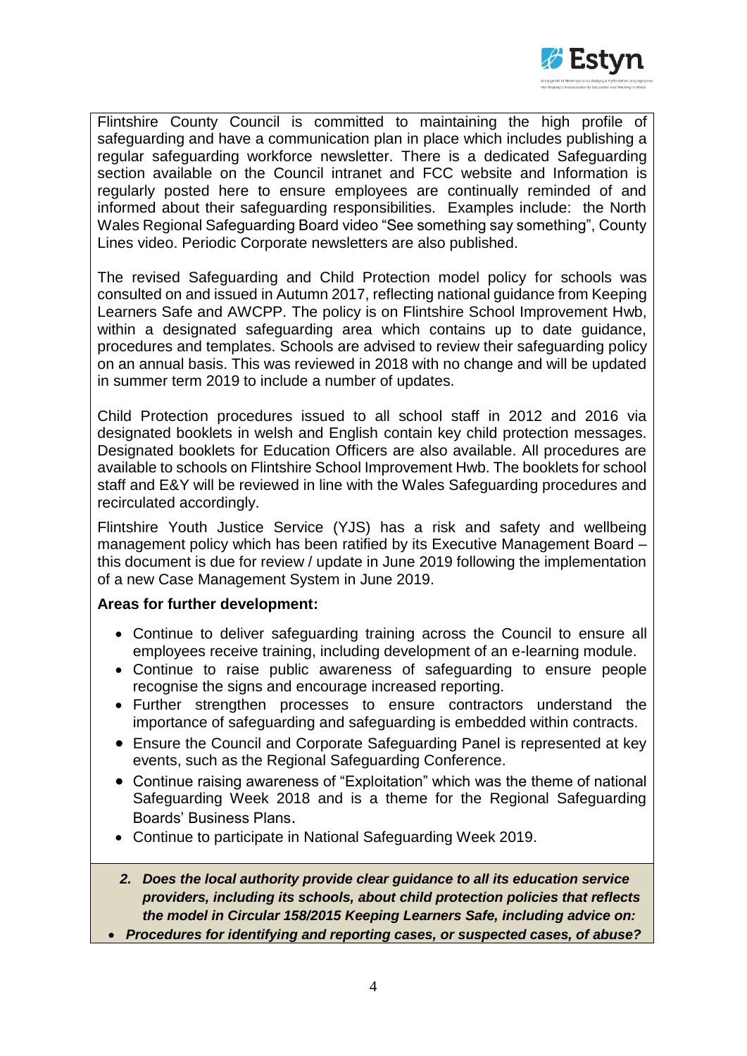Flintshire County Council is committed to maintaining the high profile of safeguarding and have a communication plan in place which includes publishing a regular safeguarding workforce newsletter. There is a dedicated Safeguarding section available on the Council intranet and FCC website and Information is regularly posted here to ensure employees are continually reminded of and informed about their safeguarding responsibilities. Examples include: the North Wales Regional Safeguarding Board video "See something say something", County Lines video. Periodic Corporate newsletters are also published.

The revised Safeguarding and Child Protection model policy for schools was consulted on and issued in Autumn 2017, reflecting national guidance from Keeping Learners Safe and AWCPP. The policy is on Flintshire School Improvement Hwb, within a designated safeguarding area which contains up to date guidance, procedures and templates. Schools are advised to review their safeguarding policy on an annual basis. This was reviewed in 2018 with no change and will be updated in summer term 2019 to include a number of updates.

Child Protection procedures issued to all school staff in 2012 and 2016 via designated booklets in welsh and English contain key child protection messages. Designated booklets for Education Officers are also available. All procedures are available to schools on Flintshire School Improvement Hwb. The booklets for school staff and E&Y will be reviewed in line with the Wales Safeguarding procedures and recirculated accordingly.

Flintshire Youth Justice Service (YJS) has a risk and safety and wellbeing management policy which has been ratified by its Executive Management Board – this document is due for review / update in June 2019 following the implementation of a new Case Management System in June 2019.

**Areas for further development:**

- Continue to deliver safeguarding training across the Council to ensure all employees receive training, including development of an e-learning module.
- Continue to raise public awareness of safeguarding to ensure people recognise the signs and encourage increased reporting.
- Further strengthen processes to ensure contractors understand the importance of safeguarding and safeguarding is embedded within contracts.
- Ensure the Council and Corporate Safeguarding Panel is represented at key events, such as the Regional Safeguarding Conference.
- Continue raising awareness of "Exploitation" which was the theme of national Safeguarding Week 2018 and is a theme for the Regional Safeguarding Boards' Business Plans.
- Continue to participate in National Safeguarding Week 2019.

***2. Does the local authority provide clear guidance to all its education service providers, including its schools, about child protection policies that reflects the model in Circular 158/2015 Keeping Learners Safe, including advice on:***

- ***Procedures for identifying and reporting cases, or suspected cases, of abuse?***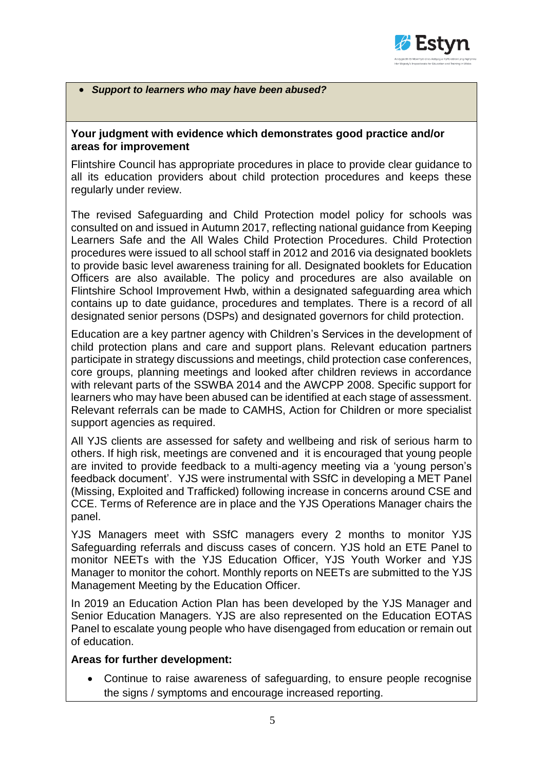- ***Support to learners who may have been abused?***

**Your judgment with evidence which demonstrates good practice and/or areas for improvement**

Flintshire Council has appropriate procedures in place to provide clear guidance to all its education providers about child protection procedures and keeps these regularly under review.

The revised Safeguarding and Child Protection model policy for schools was consulted on and issued in Autumn 2017, reflecting national guidance from Keeping Learners Safe and the All Wales Child Protection Procedures. Child Protection procedures were issued to all school staff in 2012 and 2016 via designated booklets to provide basic level awareness training for all. Designated booklets for Education Officers are also available. The policy and procedures are also available on Flintshire School Improvement Hwb, within a designated safeguarding area which contains up to date guidance, procedures and templates. There is a record of all designated senior persons (DSPs) and designated governors for child protection.

Education are a key partner agency with Children's Services in the development of child protection plans and care and support plans. Relevant education partners participate in strategy discussions and meetings, child protection case conferences, core groups, planning meetings and looked after children reviews in accordance with relevant parts of the SSWBA 2014 and the AWCPP 2008. Specific support for learners who may have been abused can be identified at each stage of assessment. Relevant referrals can be made to CAMHS, Action for Children or more specialist support agencies as required.

All YJS clients are assessed for safety and wellbeing and risk of serious harm to others. If high risk, meetings are convened and it is encouraged that young people are invited to provide feedback to a multi-agency meeting via a 'young person's feedback document'. YJS were instrumental with SSfC in developing a MET Panel (Missing, Exploited and Trafficked) following increase in concerns around CSE and CCE. Terms of Reference are in place and the YJS Operations Manager chairs the panel.

YJS Managers meet with SSfC managers every 2 months to monitor YJS Safeguarding referrals and discuss cases of concern. YJS hold an ETE Panel to monitor NEETs with the YJS Education Officer, YJS Youth Worker and YJS Manager to monitor the cohort. Monthly reports on NEETs are submitted to the YJS Management Meeting by the Education Officer.

In 2019 an Education Action Plan has been developed by the YJS Manager and Senior Education Managers. YJS are also represented on the Education EOTAS Panel to escalate young people who have disengaged from education or remain out of education.

**Areas for further development:**

- Continue to raise awareness of safeguarding, to ensure people recognise the signs / symptoms and encourage increased reporting.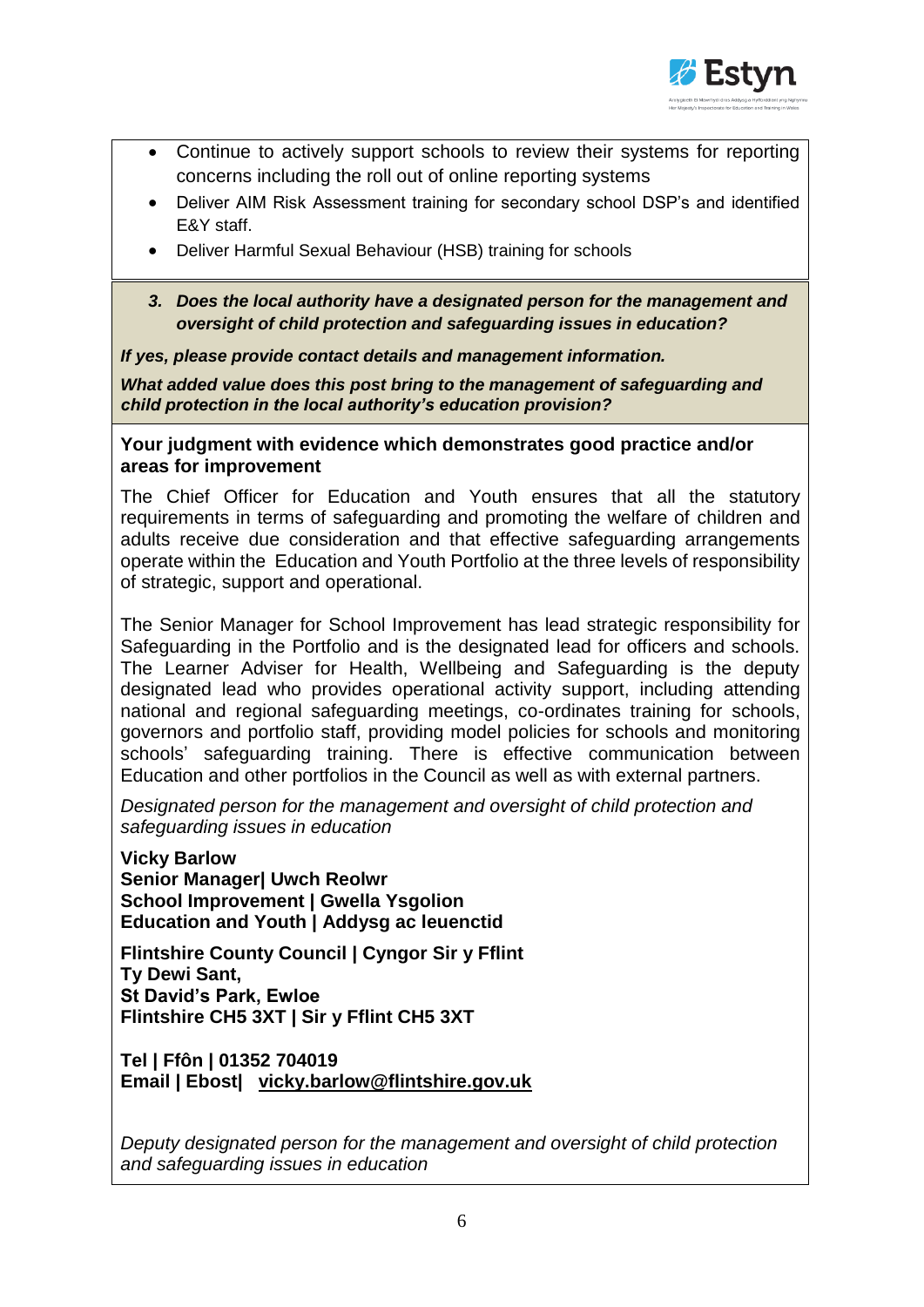- Continue to actively support schools to review their systems for reporting concerns including the roll out of online reporting systems
- Deliver AIM Risk Assessment training for secondary school DSP's and identified E&Y staff.
- Deliver Harmful Sexual Behaviour (HSB) training for schools

***3. Does the local authority have a designated person for the management and oversight of child protection and safeguarding issues in education?***

***If yes, please provide contact details and management information.***

***What added value does this post bring to the management of safeguarding and child protection in the local authority's education provision?***

**Your judgment with evidence which demonstrates good practice and/or areas for improvement**

The Chief Officer for Education and Youth ensures that all the statutory requirements in terms of safeguarding and promoting the welfare of children and adults receive due consideration and that effective safeguarding arrangements operate within the Education and Youth Portfolio at the three levels of responsibility of strategic, support and operational.

The Senior Manager for School Improvement has lead strategic responsibility for Safeguarding in the Portfolio and is the designated lead for officers and schools. The Learner Adviser for Health, Wellbeing and Safeguarding is the deputy designated lead who provides operational activity support, including attending national and regional safeguarding meetings, co-ordinates training for schools, governors and portfolio staff, providing model policies for schools and monitoring schools' safeguarding training. There is effective communication between Education and other portfolios in the Council as well as with external partners.

*Designated person for the management and oversight of child protection and safeguarding issues in education*

**Vicky Barlow**
**Senior Manager| Uwch Reolwr**
**School Improvement | Gwella Ysgolion**
**Education and Youth | Addysg ac Ieuenctid**

**Flintshire County Council | Cyngor Sir y Fflint**
**Ty Dewi Sant,**
**St David's Park, Ewloe**
**Flintshire CH5 3XT | Sir y Fflint CH5 3XT**

**Tel | Ffôn | 01352 704019**
**Email | Ebost| vicky.barlow@flintshire.gov.uk**

*Deputy designated person for the management and oversight of child protection and safeguarding issues in education*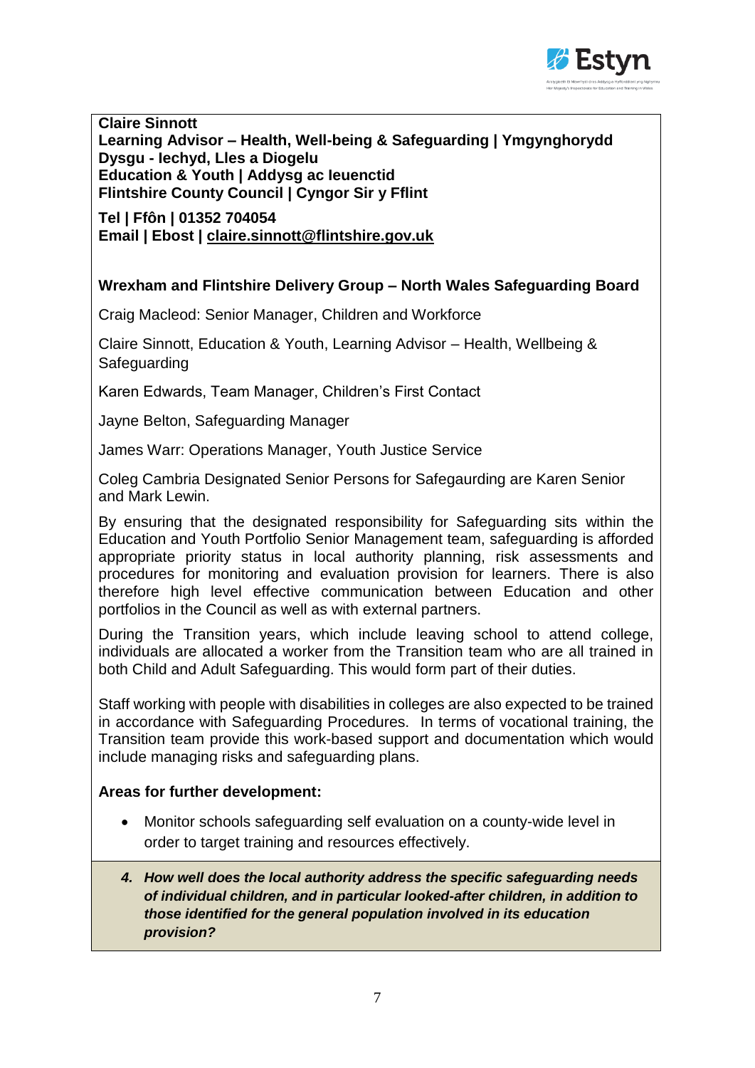**Claire Sinnott**
**Learning Advisor – Health, Well-being & Safeguarding | Ymgynghorydd Dysgu - Iechyd, Lles a Diogelu**
**Education & Youth | Addysg ac Ieuenctid**
**Flintshire County Council | Cyngor Sir y Fflint**

**Tel | Ffôn | 01352 704054**
**Email | Ebost | claire.sinnott@flintshire.gov.uk**

**Wrexham and Flintshire Delivery Group – North Wales Safeguarding Board**

Craig Macleod: Senior Manager, Children and Workforce

Claire Sinnott, Education & Youth, Learning Advisor – Health, Wellbeing & Safeguarding

Karen Edwards, Team Manager, Children's First Contact

Jayne Belton, Safeguarding Manager

James Warr: Operations Manager, Youth Justice Service

Coleg Cambria Designated Senior Persons for Safegaurding are Karen Senior and Mark Lewin.

By ensuring that the designated responsibility for Safeguarding sits within the Education and Youth Portfolio Senior Management team, safeguarding is afforded appropriate priority status in local authority planning, risk assessments and procedures for monitoring and evaluation provision for learners. There is also therefore high level effective communication between Education and other portfolios in the Council as well as with external partners.

During the Transition years, which include leaving school to attend college, individuals are allocated a worker from the Transition team who are all trained in both Child and Adult Safeguarding. This would form part of their duties.

Staff working with people with disabilities in colleges are also expected to be trained in accordance with Safeguarding Procedures. In terms of vocational training, the Transition team provide this work-based support and documentation which would include managing risks and safeguarding plans.

**Areas for further development:**

- Monitor schools safeguarding self evaluation on a county-wide level in order to target training and resources effectively.

4. ***How well does the local authority address the specific safeguarding needs of individual children, and in particular looked-after children, in addition to those identified for the general population involved in its education provision?***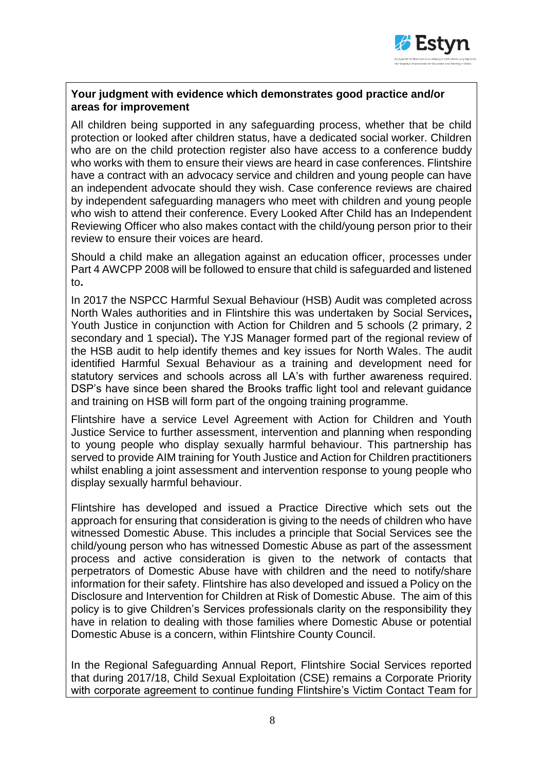**Your judgment with evidence which demonstrates good practice and/or areas for improvement**

All children being supported in any safeguarding process, whether that be child protection or looked after children status, have a dedicated social worker. Children who are on the child protection register also have access to a conference buddy who works with them to ensure their views are heard in case conferences. Flintshire have a contract with an advocacy service and children and young people can have an independent advocate should they wish. Case conference reviews are chaired by independent safeguarding managers who meet with children and young people who wish to attend their conference. Every Looked After Child has an Independent Reviewing Officer who also makes contact with the child/young person prior to their review to ensure their voices are heard.

Should a child make an allegation against an education officer, processes under Part 4 AWCPP 2008 will be followed to ensure that child is safeguarded and listened to**.**

In 2017 the NSPCC Harmful Sexual Behaviour (HSB) Audit was completed across North Wales authorities and in Flintshire this was undertaken by Social Services**,** Youth Justice in conjunction with Action for Children and 5 schools (2 primary, 2 secondary and 1 special)**.** The YJS Manager formed part of the regional review of the HSB audit to help identify themes and key issues for North Wales. The audit identified Harmful Sexual Behaviour as a training and development need for statutory services and schools across all LA's with further awareness required. DSP's have since been shared the Brooks traffic light tool and relevant guidance and training on HSB will form part of the ongoing training programme.

Flintshire have a service Level Agreement with Action for Children and Youth Justice Service to further assessment, intervention and planning when responding to young people who display sexually harmful behaviour. This partnership has served to provide AIM training for Youth Justice and Action for Children practitioners whilst enabling a joint assessment and intervention response to young people who display sexually harmful behaviour.

Flintshire has developed and issued a Practice Directive which sets out the approach for ensuring that consideration is giving to the needs of children who have witnessed Domestic Abuse. This includes a principle that Social Services see the child/young person who has witnessed Domestic Abuse as part of the assessment process and active consideration is given to the network of contacts that perpetrators of Domestic Abuse have with children and the need to notify/share information for their safety. Flintshire has also developed and issued a Policy on the Disclosure and Intervention for Children at Risk of Domestic Abuse. The aim of this policy is to give Children's Services professionals clarity on the responsibility they have in relation to dealing with those families where Domestic Abuse or potential Domestic Abuse is a concern, within Flintshire County Council.

In the Regional Safeguarding Annual Report, Flintshire Social Services reported that during 2017/18, Child Sexual Exploitation (CSE) remains a Corporate Priority with corporate agreement to continue funding Flintshire's Victim Contact Team for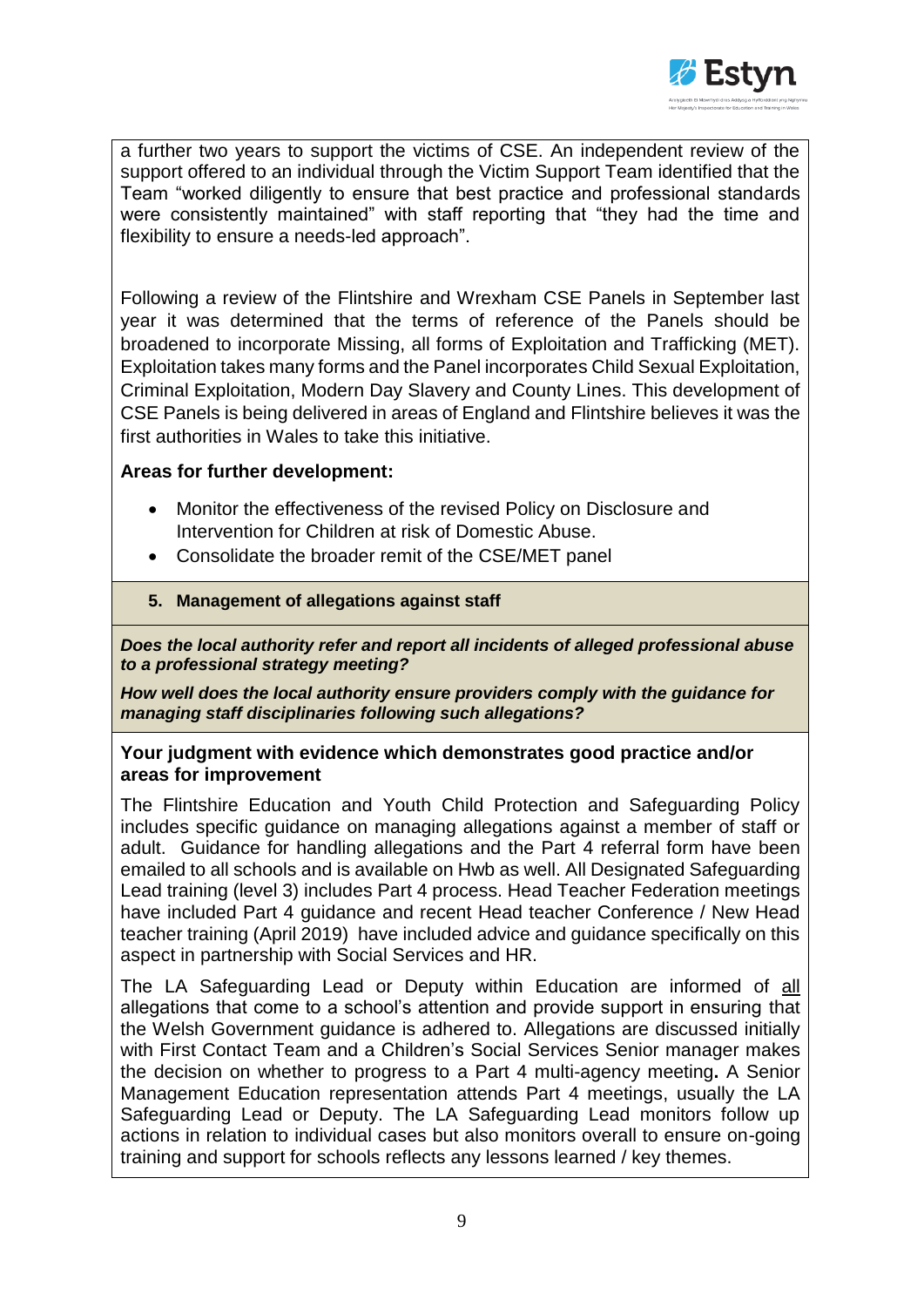a further two years to support the victims of CSE. An independent review of the support offered to an individual through the Victim Support Team identified that the Team "worked diligently to ensure that best practice and professional standards were consistently maintained" with staff reporting that "they had the time and flexibility to ensure a needs-led approach".

Following a review of the Flintshire and Wrexham CSE Panels in September last year it was determined that the terms of reference of the Panels should be broadened to incorporate Missing, all forms of Exploitation and Trafficking (MET). Exploitation takes many forms and the Panel incorporates Child Sexual Exploitation, Criminal Exploitation, Modern Day Slavery and County Lines. This development of CSE Panels is being delivered in areas of England and Flintshire believes it was the first authorities in Wales to take this initiative.

**Areas for further development:**

- Monitor the effectiveness of the revised Policy on Disclosure and Intervention for Children at risk of Domestic Abuse.
- Consolidate the broader remit of the CSE/MET panel

## 5. Management of allegations against staff

***Does the local authority refer and report all incidents of alleged professional abuse to a professional strategy meeting?***

***How well does the local authority ensure providers comply with the guidance for managing staff disciplinaries following such allegations?***

**Your judgment with evidence which demonstrates good practice and/or areas for improvement**

The Flintshire Education and Youth Child Protection and Safeguarding Policy includes specific guidance on managing allegations against a member of staff or adult. Guidance for handling allegations and the Part 4 referral form have been emailed to all schools and is available on Hwb as well. All Designated Safeguarding Lead training (level 3) includes Part 4 process. Head Teacher Federation meetings have included Part 4 guidance and recent Head teacher Conference / New Head teacher training (April 2019) have included advice and guidance specifically on this aspect in partnership with Social Services and HR.

The LA Safeguarding Lead or Deputy within Education are informed of all allegations that come to a school's attention and provide support in ensuring that the Welsh Government guidance is adhered to. Allegations are discussed initially with First Contact Team and a Children's Social Services Senior manager makes the decision on whether to progress to a Part 4 multi-agency meeting**.** A Senior Management Education representation attends Part 4 meetings, usually the LA Safeguarding Lead or Deputy. The LA Safeguarding Lead monitors follow up actions in relation to individual cases but also monitors overall to ensure on-going training and support for schools reflects any lessons learned / key themes.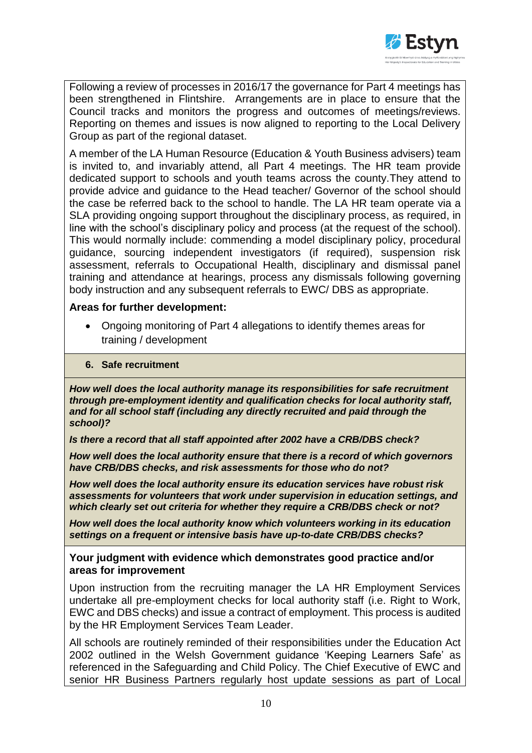Following a review of processes in 2016/17 the governance for Part 4 meetings has been strengthened in Flintshire. Arrangements are in place to ensure that the Council tracks and monitors the progress and outcomes of meetings/reviews. Reporting on themes and issues is now aligned to reporting to the Local Delivery Group as part of the regional dataset.

A member of the LA Human Resource (Education & Youth Business advisers) team is invited to, and invariably attend, all Part 4 meetings. The HR team provide dedicated support to schools and youth teams across the county.They attend to provide advice and guidance to the Head teacher/ Governor of the school should the case be referred back to the school to handle. The LA HR team operate via a SLA providing ongoing support throughout the disciplinary process, as required, in line with the school's disciplinary policy and process (at the request of the school). This would normally include: commending a model disciplinary policy, procedural guidance, sourcing independent investigators (if required), suspension risk assessment, referrals to Occupational Health, disciplinary and dismissal panel training and attendance at hearings, process any dismissals following governing body instruction and any subsequent referrals to EWC/ DBS as appropriate.

**Areas for further development:**

- Ongoing monitoring of Part 4 allegations to identify themes areas for training / development

### 6. Safe recruitment

***How well does the local authority manage its responsibilities for safe recruitment through pre-employment identity and qualification checks for local authority staff, and for all school staff (including any directly recruited and paid through the school)?***

***Is there a record that all staff appointed after 2002 have a CRB/DBS check?***

***How well does the local authority ensure that there is a record of which governors have CRB/DBS checks, and risk assessments for those who do not?***

***How well does the local authority ensure its education services have robust risk assessments for volunteers that work under supervision in education settings, and which clearly set out criteria for whether they require a CRB/DBS check or not?***

***How well does the local authority know which volunteers working in its education settings on a frequent or intensive basis have up-to-date CRB/DBS checks?***

**Your judgment with evidence which demonstrates good practice and/or areas for improvement**

Upon instruction from the recruiting manager the LA HR Employment Services undertake all pre-employment checks for local authority staff (i.e. Right to Work, EWC and DBS checks) and issue a contract of employment. This process is audited by the HR Employment Services Team Leader.

All schools are routinely reminded of their responsibilities under the Education Act 2002 outlined in the Welsh Government guidance 'Keeping Learners Safe' as referenced in the Safeguarding and Child Policy. The Chief Executive of EWC and senior HR Business Partners regularly host update sessions as part of Local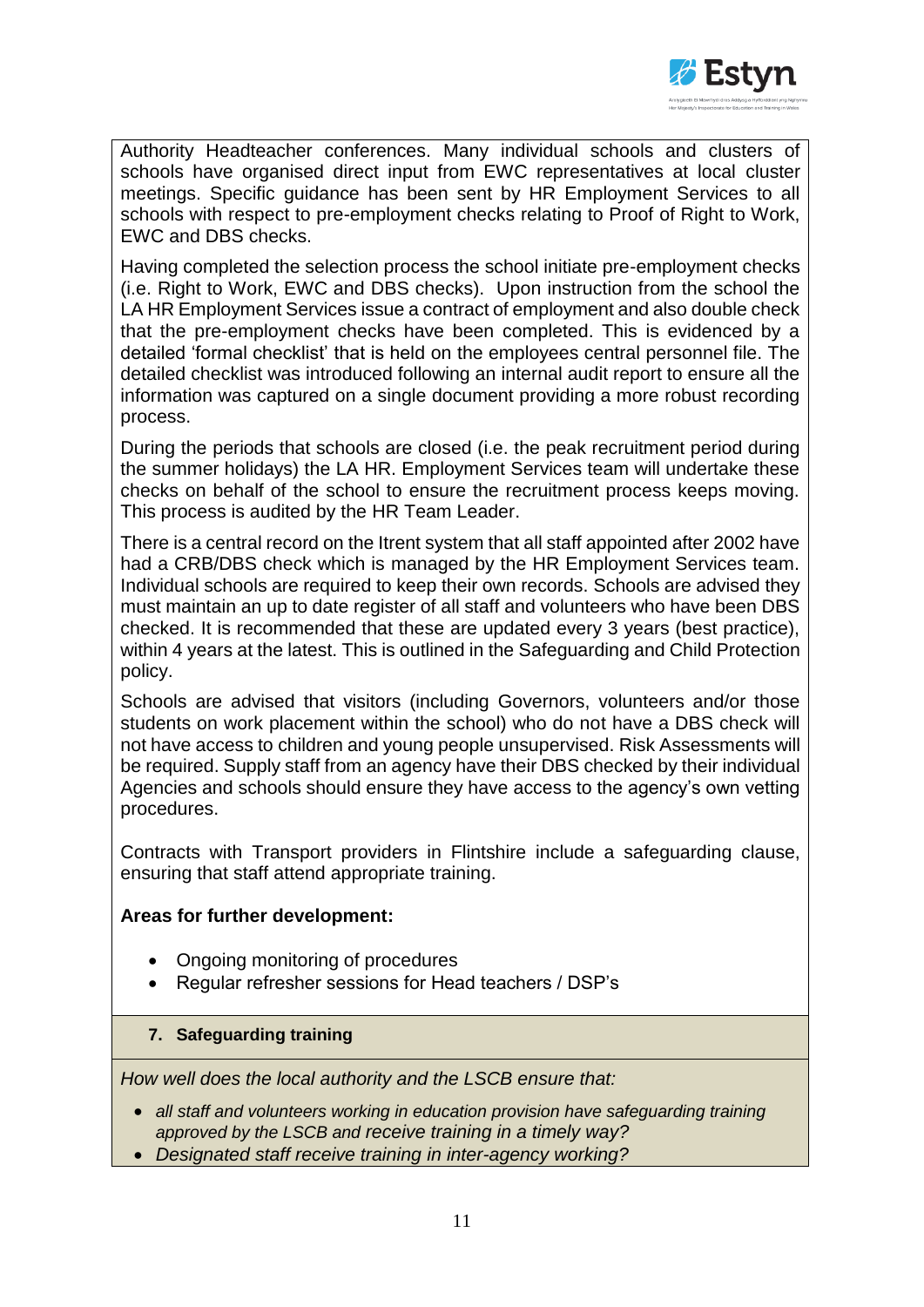Authority Headteacher conferences. Many individual schools and clusters of schools have organised direct input from EWC representatives at local cluster meetings. Specific guidance has been sent by HR Employment Services to all schools with respect to pre-employment checks relating to Proof of Right to Work, EWC and DBS checks.

Having completed the selection process the school initiate pre-employment checks (i.e. Right to Work, EWC and DBS checks). Upon instruction from the school the LA HR Employment Services issue a contract of employment and also double check that the pre-employment checks have been completed. This is evidenced by a detailed 'formal checklist' that is held on the employees central personnel file. The detailed checklist was introduced following an internal audit report to ensure all the information was captured on a single document providing a more robust recording process.

During the periods that schools are closed (i.e. the peak recruitment period during the summer holidays) the LA HR. Employment Services team will undertake these checks on behalf of the school to ensure the recruitment process keeps moving. This process is audited by the HR Team Leader.

There is a central record on the Itrent system that all staff appointed after 2002 have had a CRB/DBS check which is managed by the HR Employment Services team. Individual schools are required to keep their own records. Schools are advised they must maintain an up to date register of all staff and volunteers who have been DBS checked. It is recommended that these are updated every 3 years (best practice), within 4 years at the latest. This is outlined in the Safeguarding and Child Protection policy.

Schools are advised that visitors (including Governors, volunteers and/or those students on work placement within the school) who do not have a DBS check will not have access to children and young people unsupervised. Risk Assessments will be required. Supply staff from an agency have their DBS checked by their individual Agencies and schools should ensure they have access to the agency's own vetting procedures.

Contracts with Transport providers in Flintshire include a safeguarding clause, ensuring that staff attend appropriate training.

**Areas for further development:**

- Ongoing monitoring of procedures
- Regular refresher sessions for Head teachers / DSP's

### 7. Safeguarding training

*How well does the local authority and the LSCB ensure that:*

- *all staff and volunteers working in education provision have safeguarding training approved by the LSCB and receive training in a timely way?*
- *Designated staff receive training in inter-agency working?*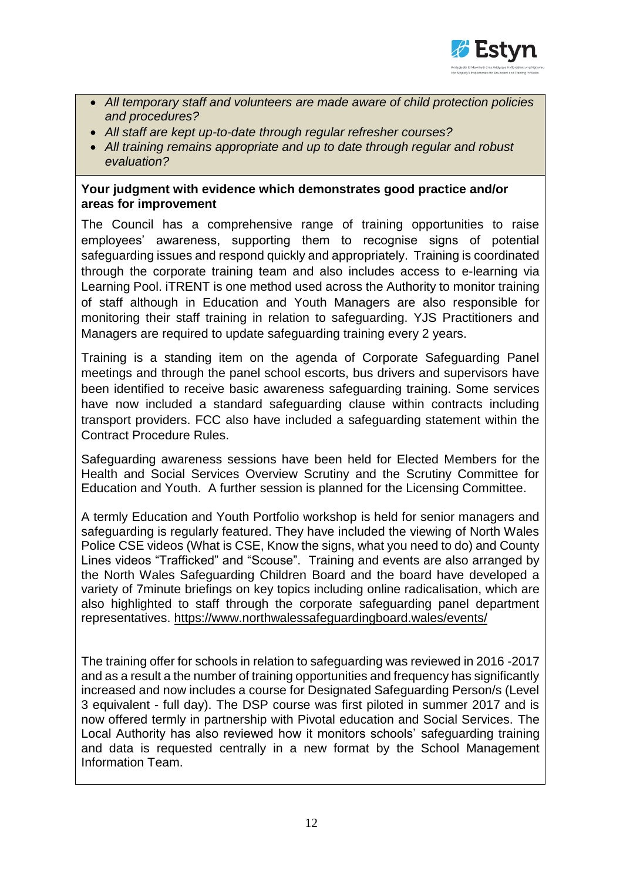- *All temporary staff and volunteers are made aware of child protection policies and procedures?*
- *All staff are kept up-to-date through regular refresher courses?*
- *All training remains appropriate and up to date through regular and robust evaluation?*

**Your judgment with evidence which demonstrates good practice and/or areas for improvement**

The Council has a comprehensive range of training opportunities to raise employees' awareness, supporting them to recognise signs of potential safeguarding issues and respond quickly and appropriately. Training is coordinated through the corporate training team and also includes access to e-learning via Learning Pool. iTRENT is one method used across the Authority to monitor training of staff although in Education and Youth Managers are also responsible for monitoring their staff training in relation to safeguarding. YJS Practitioners and Managers are required to update safeguarding training every 2 years.

Training is a standing item on the agenda of Corporate Safeguarding Panel meetings and through the panel school escorts, bus drivers and supervisors have been identified to receive basic awareness safeguarding training. Some services have now included a standard safeguarding clause within contracts including transport providers. FCC also have included a safeguarding statement within the Contract Procedure Rules.

Safeguarding awareness sessions have been held for Elected Members for the Health and Social Services Overview Scrutiny and the Scrutiny Committee for Education and Youth. A further session is planned for the Licensing Committee.

A termly Education and Youth Portfolio workshop is held for senior managers and safeguarding is regularly featured. They have included the viewing of North Wales Police CSE videos (What is CSE, Know the signs, what you need to do) and County Lines videos "Trafficked" and "Scouse". Training and events are also arranged by the North Wales Safeguarding Children Board and the board have developed a variety of 7minute briefings on key topics including online radicalisation, which are also highlighted to staff through the corporate safeguarding panel department representatives. https://www.northwalessafeguardingboard.wales/events/

The training offer for schools in relation to safeguarding was reviewed in 2016 -2017 and as a result a the number of training opportunities and frequency has significantly increased and now includes a course for Designated Safeguarding Person/s (Level 3 equivalent - full day). The DSP course was first piloted in summer 2017 and is now offered termly in partnership with Pivotal education and Social Services. The Local Authority has also reviewed how it monitors schools' safeguarding training and data is requested centrally in a new format by the School Management Information Team.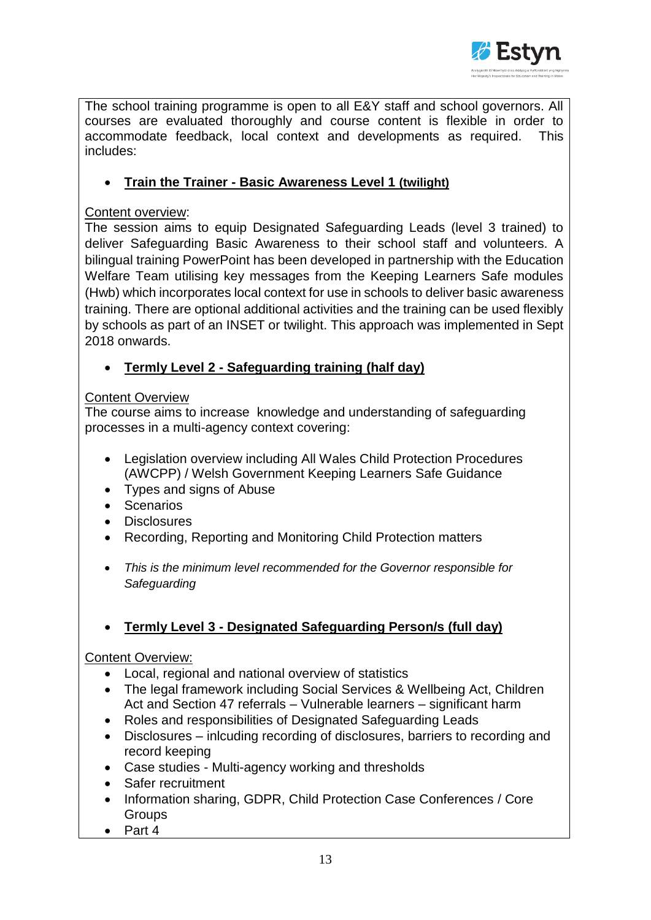The school training programme is open to all E&Y staff and school governors. All courses are evaluated thoroughly and course content is flexible in order to accommodate feedback, local context and developments as required. This includes:

- **<u>Train the Trainer - Basic Awareness Level 1 (twilight)</u>**

<u>Content overview</u>:
The session aims to equip Designated Safeguarding Leads (level 3 trained) to deliver Safeguarding Basic Awareness to their school staff and volunteers. A bilingual training PowerPoint has been developed in partnership with the Education Welfare Team utilising key messages from the Keeping Learners Safe modules (Hwb) which incorporates local context for use in schools to deliver basic awareness training. There are optional additional activities and the training can be used flexibly by schools as part of an INSET or twilight. This approach was implemented in Sept 2018 onwards.

- **<u>Termly Level 2 - Safeguarding training (half day)</u>**

<u>Content Overview</u>
The course aims to increase knowledge and understanding of safeguarding processes in a multi-agency context covering:

- Legislation overview including All Wales Child Protection Procedures (AWCPP) / Welsh Government Keeping Learners Safe Guidance
- Types and signs of Abuse
- Scenarios
- Disclosures
- Recording, Reporting and Monitoring Child Protection matters

- *This is the minimum level recommended for the Governor responsible for Safeguarding*

- **<u>Termly Level 3 - Designated Safeguarding Person/s (full day)</u>**

<u>Content Overview:</u>
- Local, regional and national overview of statistics
- The legal framework including Social Services & Wellbeing Act, Children Act and Section 47 referrals – Vulnerable learners – significant harm
- Roles and responsibilities of Designated Safeguarding Leads
- Disclosures – inlcuding recording of disclosures, barriers to recording and record keeping
- Case studies - Multi-agency working and thresholds
- Safer recruitment
- Information sharing, GDPR, Child Protection Case Conferences / Core Groups
- Part 4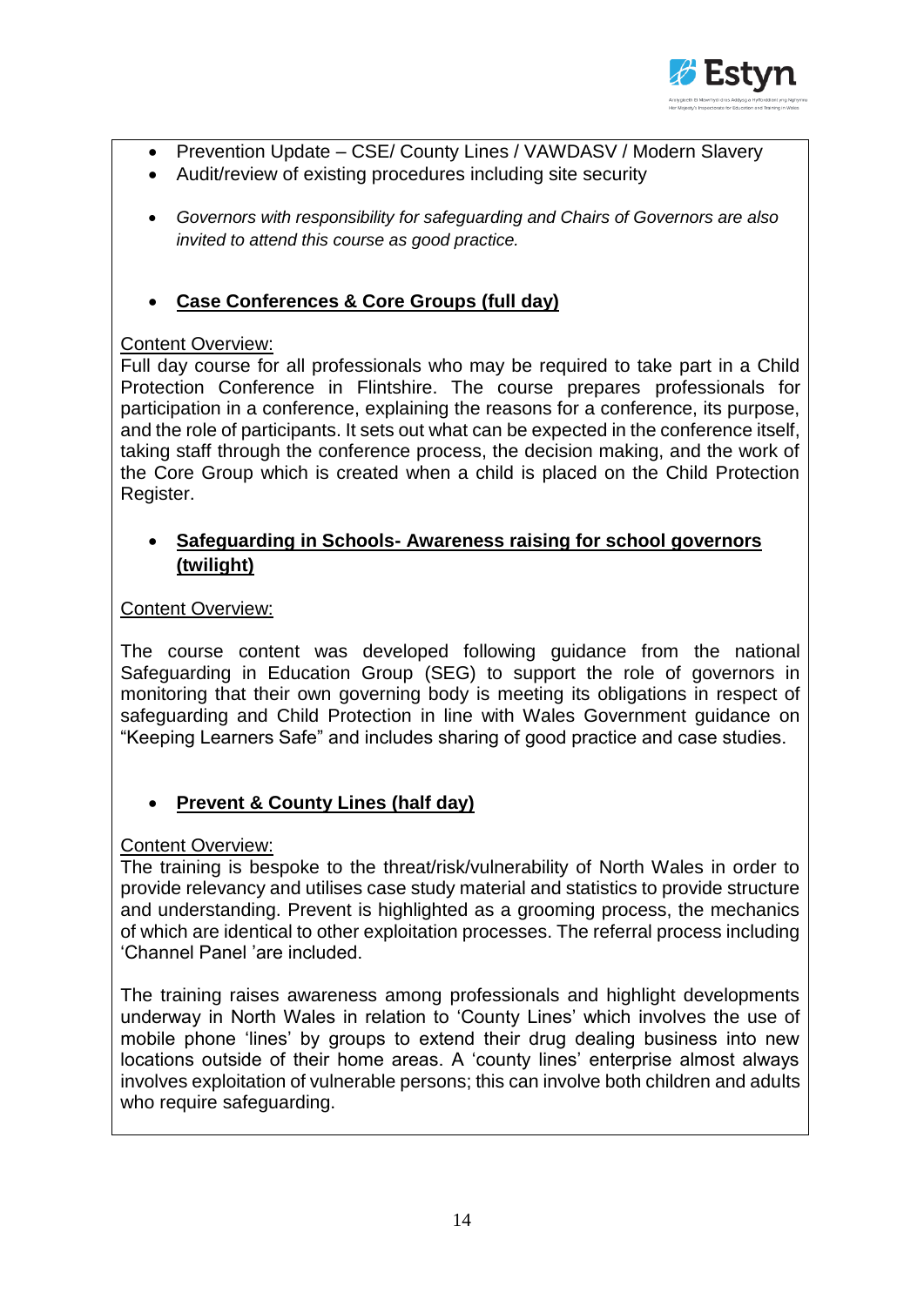- Prevention Update – CSE/ County Lines / VAWDASV / Modern Slavery
- Audit/review of existing procedures including site security

- *Governors with responsibility for safeguarding and Chairs of Governors are also invited to attend this course as good practice.*

- **Case Conferences & Core Groups (full day)**

Content Overview:
Full day course for all professionals who may be required to take part in a Child Protection Conference in Flintshire. The course prepares professionals for participation in a conference, explaining the reasons for a conference, its purpose, and the role of participants. It sets out what can be expected in the conference itself, taking staff through the conference process, the decision making, and the work of the Core Group which is created when a child is placed on the Child Protection Register.

- **Safeguarding in Schools- Awareness raising for school governors (twilight)**

Content Overview:

The course content was developed following guidance from the national Safeguarding in Education Group (SEG) to support the role of governors in monitoring that their own governing body is meeting its obligations in respect of safeguarding and Child Protection in line with Wales Government guidance on "Keeping Learners Safe" and includes sharing of good practice and case studies.

- **Prevent & County Lines (half day)**

Content Overview:
The training is bespoke to the threat/risk/vulnerability of North Wales in order to provide relevancy and utilises case study material and statistics to provide structure and understanding. Prevent is highlighted as a grooming process, the mechanics of which are identical to other exploitation processes. The referral process including 'Channel Panel 'are included.

The training raises awareness among professionals and highlight developments underway in North Wales in relation to 'County Lines' which involves the use of mobile phone 'lines' by groups to extend their drug dealing business into new locations outside of their home areas. A 'county lines' enterprise almost always involves exploitation of vulnerable persons; this can involve both children and adults who require safeguarding.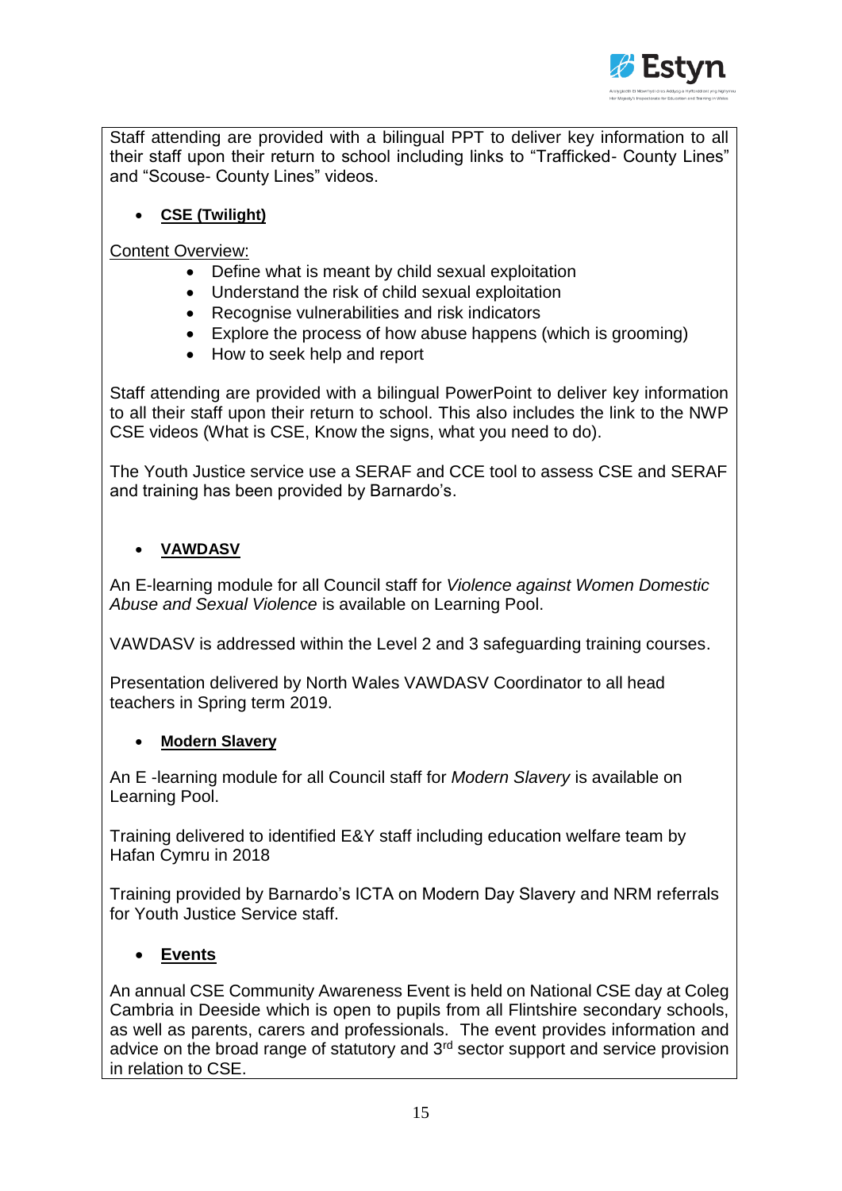Staff attending are provided with a bilingual PPT to deliver key information to all their staff upon their return to school including links to "Trafficked- County Lines" and "Scouse- County Lines" videos.

- **CSE (Twilight)**

Content Overview:

- Define what is meant by child sexual exploitation
- Understand the risk of child sexual exploitation
- Recognise vulnerabilities and risk indicators
- Explore the process of how abuse happens (which is grooming)
- How to seek help and report

Staff attending are provided with a bilingual PowerPoint to deliver key information to all their staff upon their return to school. This also includes the link to the NWP CSE videos (What is CSE, Know the signs, what you need to do).

The Youth Justice service use a SERAF and CCE tool to assess CSE and SERAF and training has been provided by Barnardo's.

- **VAWDASV**

An E-learning module for all Council staff for *Violence against Women Domestic Abuse and Sexual Violence* is available on Learning Pool.

VAWDASV is addressed within the Level 2 and 3 safeguarding training courses.

Presentation delivered by North Wales VAWDASV Coordinator to all head teachers in Spring term 2019.

- **Modern Slavery**

An E -learning module for all Council staff for *Modern Slavery* is available on Learning Pool.

Training delivered to identified E&Y staff including education welfare team by Hafan Cymru in 2018

Training provided by Barnardo's ICTA on Modern Day Slavery and NRM referrals for Youth Justice Service staff.

- **Events**

An annual CSE Community Awareness Event is held on National CSE day at Coleg Cambria in Deeside which is open to pupils from all Flintshire secondary schools, as well as parents, carers and professionals. The event provides information and advice on the broad range of statutory and 3rd sector support and service provision in relation to CSE.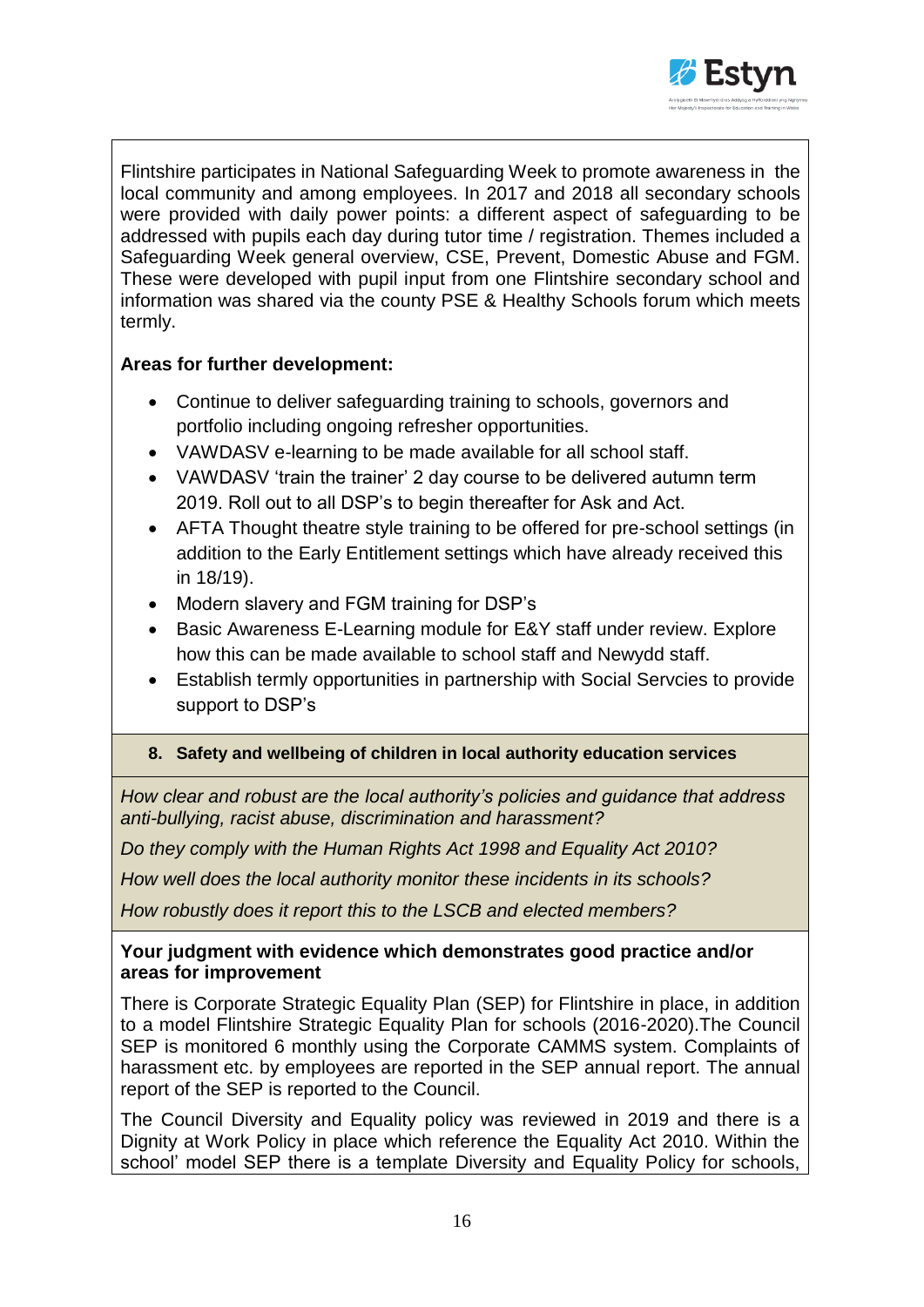Flintshire participates in National Safeguarding Week to promote awareness in the local community and among employees. In 2017 and 2018 all secondary schools were provided with daily power points: a different aspect of safeguarding to be addressed with pupils each day during tutor time / registration. Themes included a Safeguarding Week general overview, CSE, Prevent, Domestic Abuse and FGM. These were developed with pupil input from one Flintshire secondary school and information was shared via the county PSE & Healthy Schools forum which meets termly.

**Areas for further development:**

- Continue to deliver safeguarding training to schools, governors and portfolio including ongoing refresher opportunities.
- VAWDASV e-learning to be made available for all school staff.
- VAWDASV 'train the trainer' 2 day course to be delivered autumn term 2019. Roll out to all DSP's to begin thereafter for Ask and Act.
- AFTA Thought theatre style training to be offered for pre-school settings (in addition to the Early Entitlement settings which have already received this in 18/19).
- Modern slavery and FGM training for DSP's
- Basic Awareness E-Learning module for E&Y staff under review. Explore how this can be made available to school staff and Newydd staff.
- Establish termly opportunities in partnership with Social Servcies to provide support to DSP's

**8. Safety and wellbeing of children in local authority education services**

*How clear and robust are the local authority's policies and guidance that address anti-bullying, racist abuse, discrimination and harassment?*

*Do they comply with the Human Rights Act 1998 and Equality Act 2010?*

*How well does the local authority monitor these incidents in its schools?*

*How robustly does it report this to the LSCB and elected members?*

**Your judgment with evidence which demonstrates good practice and/or areas for improvement**

There is Corporate Strategic Equality Plan (SEP) for Flintshire in place, in addition to a model Flintshire Strategic Equality Plan for schools (2016-2020).The Council SEP is monitored 6 monthly using the Corporate CAMMS system. Complaints of harassment etc. by employees are reported in the SEP annual report. The annual report of the SEP is reported to the Council.

The Council Diversity and Equality policy was reviewed in 2019 and there is a Dignity at Work Policy in place which reference the Equality Act 2010. Within the school' model SEP there is a template Diversity and Equality Policy for schools,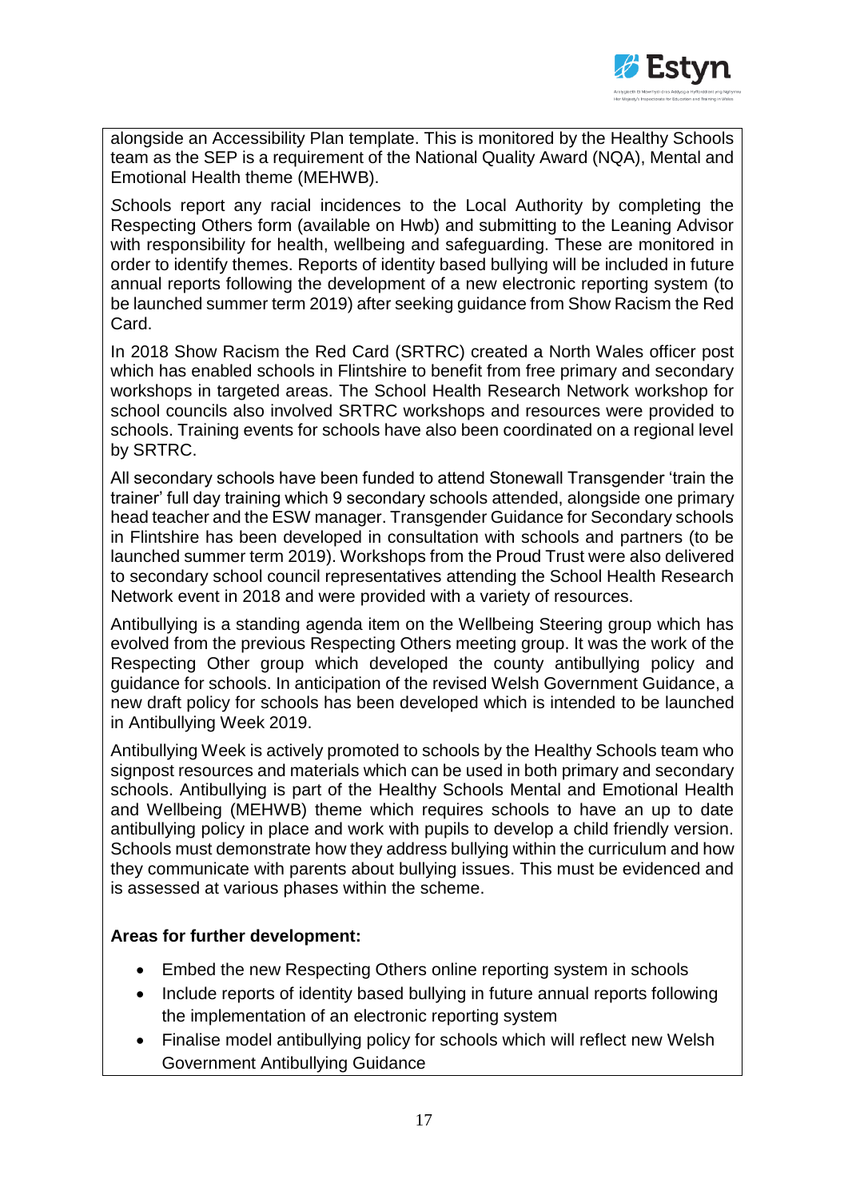alongside an Accessibility Plan template. This is monitored by the Healthy Schools team as the SEP is a requirement of the National Quality Award (NQA), Mental and Emotional Health theme (MEHWB).

*S*chools report any racial incidences to the Local Authority by completing the Respecting Others form (available on Hwb) and submitting to the Leaning Advisor with responsibility for health, wellbeing and safeguarding. These are monitored in order to identify themes. Reports of identity based bullying will be included in future annual reports following the development of a new electronic reporting system (to be launched summer term 2019) after seeking guidance from Show Racism the Red Card.

In 2018 Show Racism the Red Card (SRTRC) created a North Wales officer post which has enabled schools in Flintshire to benefit from free primary and secondary workshops in targeted areas. The School Health Research Network workshop for school councils also involved SRTRC workshops and resources were provided to schools. Training events for schools have also been coordinated on a regional level by SRTRC.

All secondary schools have been funded to attend Stonewall Transgender 'train the trainer' full day training which 9 secondary schools attended, alongside one primary head teacher and the ESW manager. Transgender Guidance for Secondary schools in Flintshire has been developed in consultation with schools and partners (to be launched summer term 2019). Workshops from the Proud Trust were also delivered to secondary school council representatives attending the School Health Research Network event in 2018 and were provided with a variety of resources.

Antibullying is a standing agenda item on the Wellbeing Steering group which has evolved from the previous Respecting Others meeting group. It was the work of the Respecting Other group which developed the county antibullying policy and guidance for schools. In anticipation of the revised Welsh Government Guidance, a new draft policy for schools has been developed which is intended to be launched in Antibullying Week 2019.

Antibullying Week is actively promoted to schools by the Healthy Schools team who signpost resources and materials which can be used in both primary and secondary schools. Antibullying is part of the Healthy Schools Mental and Emotional Health and Wellbeing (MEHWB) theme which requires schools to have an up to date antibullying policy in place and work with pupils to develop a child friendly version. Schools must demonstrate how they address bullying within the curriculum and how they communicate with parents about bullying issues. This must be evidenced and is assessed at various phases within the scheme.

**Areas for further development:**

- Embed the new Respecting Others online reporting system in schools
- Include reports of identity based bullying in future annual reports following the implementation of an electronic reporting system
- Finalise model antibullying policy for schools which will reflect new Welsh Government Antibullying Guidance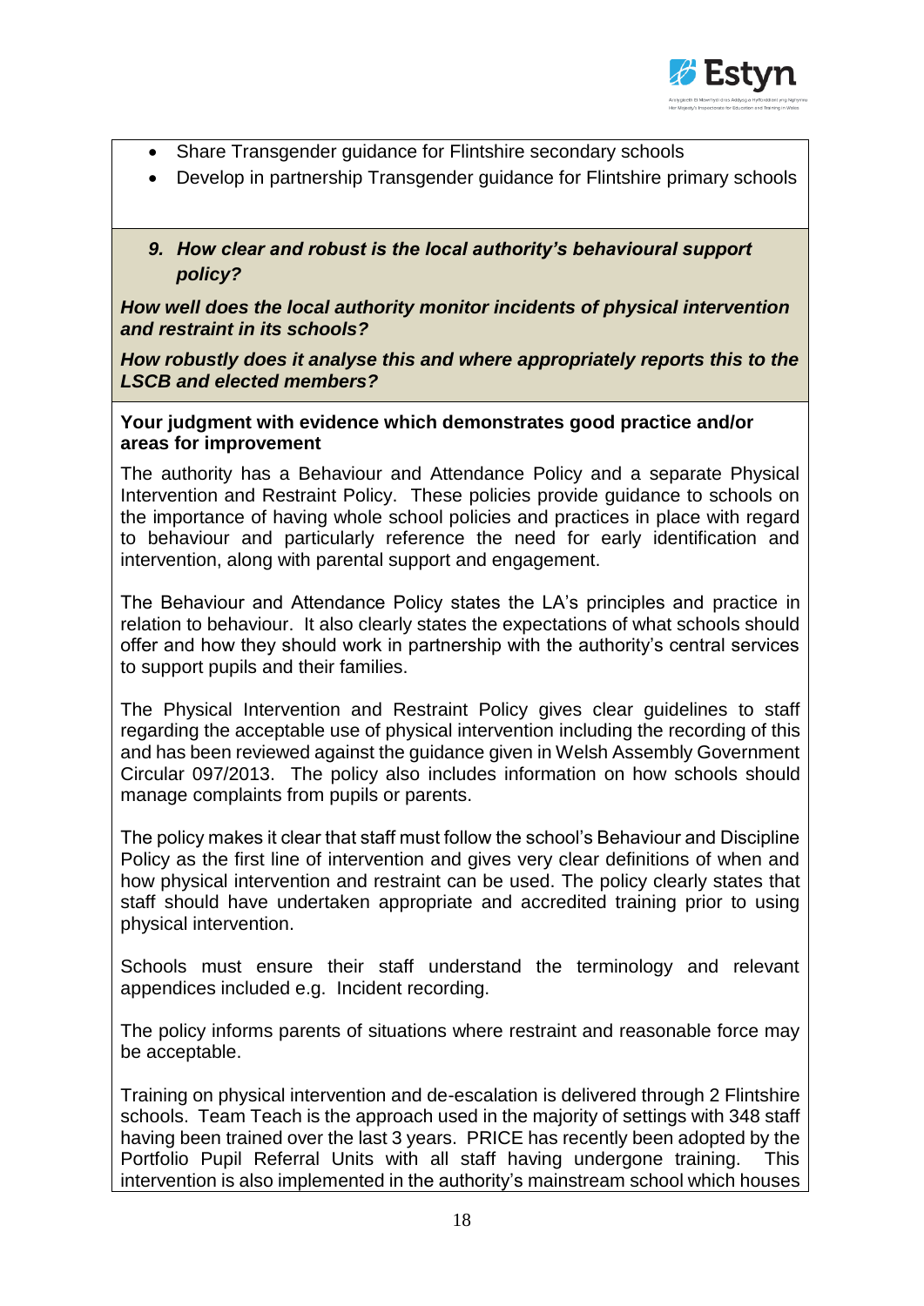- Share Transgender guidance for Flintshire secondary schools
- Develop in partnership Transgender guidance for Flintshire primary schools

*9. How clear and robust is the local authority's behavioural support policy?*

***How well does the local authority monitor incidents of physical intervention and restraint in its schools?***

***How robustly does it analyse this and where appropriately reports this to the LSCB and elected members?***

**Your judgment with evidence which demonstrates good practice and/or areas for improvement**

The authority has a Behaviour and Attendance Policy and a separate Physical Intervention and Restraint Policy. These policies provide guidance to schools on the importance of having whole school policies and practices in place with regard to behaviour and particularly reference the need for early identification and intervention, along with parental support and engagement.

The Behaviour and Attendance Policy states the LA's principles and practice in relation to behaviour. It also clearly states the expectations of what schools should offer and how they should work in partnership with the authority's central services to support pupils and their families.

The Physical Intervention and Restraint Policy gives clear guidelines to staff regarding the acceptable use of physical intervention including the recording of this and has been reviewed against the guidance given in Welsh Assembly Government Circular 097/2013. The policy also includes information on how schools should manage complaints from pupils or parents.

The policy makes it clear that staff must follow the school's Behaviour and Discipline Policy as the first line of intervention and gives very clear definitions of when and how physical intervention and restraint can be used. The policy clearly states that staff should have undertaken appropriate and accredited training prior to using physical intervention.

Schools must ensure their staff understand the terminology and relevant appendices included e.g. Incident recording.

The policy informs parents of situations where restraint and reasonable force may be acceptable.

Training on physical intervention and de-escalation is delivered through 2 Flintshire schools. Team Teach is the approach used in the majority of settings with 348 staff having been trained over the last 3 years. PRICE has recently been adopted by the Portfolio Pupil Referral Units with all staff having undergone training. This intervention is also implemented in the authority's mainstream school which houses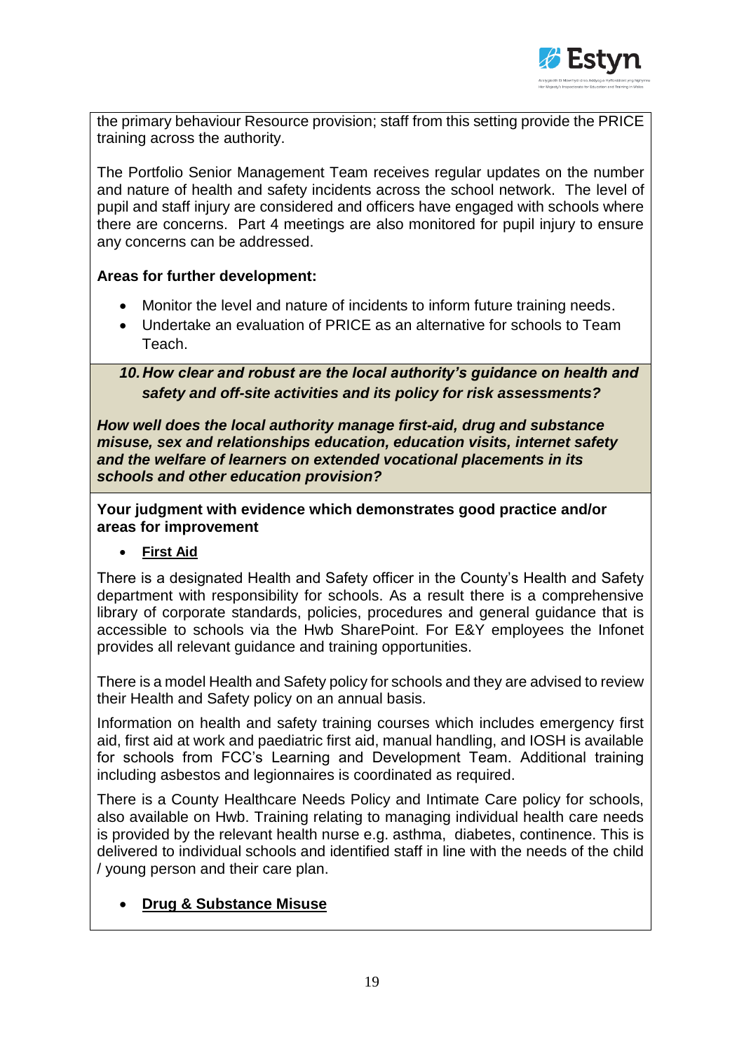the primary behaviour Resource provision; staff from this setting provide the PRICE training across the authority.

The Portfolio Senior Management Team receives regular updates on the number and nature of health and safety incidents across the school network. The level of pupil and staff injury are considered and officers have engaged with schools where there are concerns. Part 4 meetings are also monitored for pupil injury to ensure any concerns can be addressed.

**Areas for further development:**

- Monitor the level and nature of incidents to inform future training needs.
- Undertake an evaluation of PRICE as an alternative for schools to Team Teach.

***10. How clear and robust are the local authority's guidance on health and safety and off-site activities and its policy for risk assessments?***

***How well does the local authority manage first-aid, drug and substance misuse, sex and relationships education, education visits, internet safety and the welfare of learners on extended vocational placements in its schools and other education provision?***

**Your judgment with evidence which demonstrates good practice and/or areas for improvement**

- **First Aid**

There is a designated Health and Safety officer in the County's Health and Safety department with responsibility for schools. As a result there is a comprehensive library of corporate standards, policies, procedures and general guidance that is accessible to schools via the Hwb SharePoint. For E&Y employees the Infonet provides all relevant guidance and training opportunities.

There is a model Health and Safety policy for schools and they are advised to review their Health and Safety policy on an annual basis.

Information on health and safety training courses which includes emergency first aid, first aid at work and paediatric first aid, manual handling, and IOSH is available for schools from FCC's Learning and Development Team. Additional training including asbestos and legionnaires is coordinated as required.

There is a County Healthcare Needs Policy and Intimate Care policy for schools, also available on Hwb. Training relating to managing individual health care needs is provided by the relevant health nurse e.g. asthma, diabetes, continence. This is delivered to individual schools and identified staff in line with the needs of the child / young person and their care plan.

- **Drug & Substance Misuse**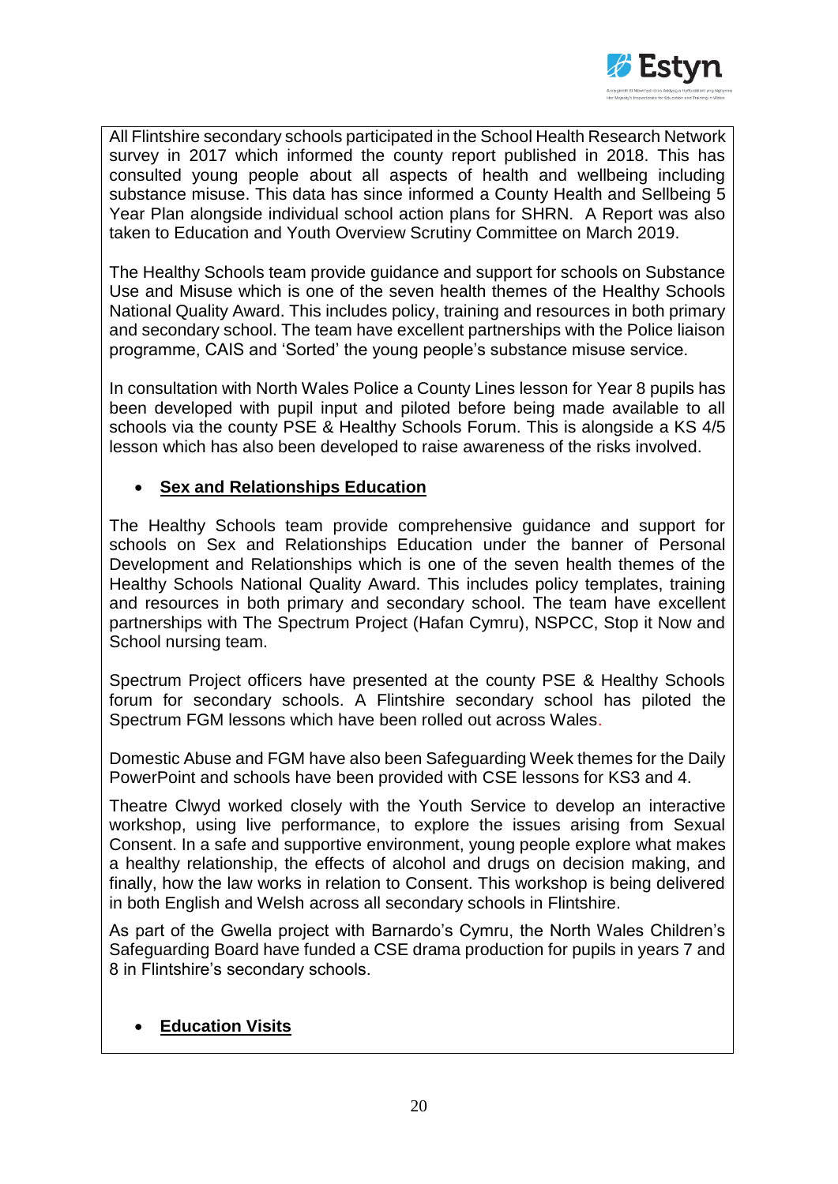All Flintshire secondary schools participated in the School Health Research Network survey in 2017 which informed the county report published in 2018. This has consulted young people about all aspects of health and wellbeing including substance misuse. This data has since informed a County Health and Sellbeing 5 Year Plan alongside individual school action plans for SHRN. A Report was also taken to Education and Youth Overview Scrutiny Committee on March 2019.

The Healthy Schools team provide guidance and support for schools on Substance Use and Misuse which is one of the seven health themes of the Healthy Schools National Quality Award. This includes policy, training and resources in both primary and secondary school. The team have excellent partnerships with the Police liaison programme, CAIS and 'Sorted' the young people's substance misuse service.

In consultation with North Wales Police a County Lines lesson for Year 8 pupils has been developed with pupil input and piloted before being made available to all schools via the county PSE & Healthy Schools Forum. This is alongside a KS 4/5 lesson which has also been developed to raise awareness of the risks involved.

- **Sex and Relationships Education**

The Healthy Schools team provide comprehensive guidance and support for schools on Sex and Relationships Education under the banner of Personal Development and Relationships which is one of the seven health themes of the Healthy Schools National Quality Award. This includes policy templates, training and resources in both primary and secondary school. The team have excellent partnerships with The Spectrum Project (Hafan Cymru), NSPCC, Stop it Now and School nursing team.

Spectrum Project officers have presented at the county PSE & Healthy Schools forum for secondary schools. A Flintshire secondary school has piloted the Spectrum FGM lessons which have been rolled out across Wales.

Domestic Abuse and FGM have also been Safeguarding Week themes for the Daily PowerPoint and schools have been provided with CSE lessons for KS3 and 4.

Theatre Clwyd worked closely with the Youth Service to develop an interactive workshop, using live performance, to explore the issues arising from Sexual Consent. In a safe and supportive environment, young people explore what makes a healthy relationship, the effects of alcohol and drugs on decision making, and finally, how the law works in relation to Consent. This workshop is being delivered in both English and Welsh across all secondary schools in Flintshire.

As part of the Gwella project with Barnardo's Cymru, the North Wales Children's Safeguarding Board have funded a CSE drama production for pupils in years 7 and 8 in Flintshire's secondary schools.

- **Education Visits**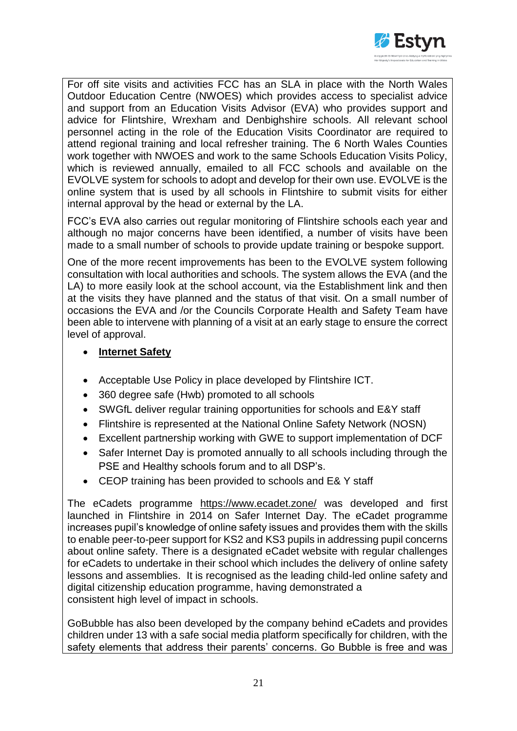For off site visits and activities FCC has an SLA in place with the North Wales Outdoor Education Centre (NWOES) which provides access to specialist advice and support from an Education Visits Advisor (EVA) who provides support and advice for Flintshire, Wrexham and Denbighshire schools. All relevant school personnel acting in the role of the Education Visits Coordinator are required to attend regional training and local refresher training. The 6 North Wales Counties work together with NWOES and work to the same Schools Education Visits Policy, which is reviewed annually, emailed to all FCC schools and available on the EVOLVE system for schools to adopt and develop for their own use. EVOLVE is the online system that is used by all schools in Flintshire to submit visits for either internal approval by the head or external by the LA.

FCC's EVA also carries out regular monitoring of Flintshire schools each year and although no major concerns have been identified, a number of visits have been made to a small number of schools to provide update training or bespoke support.

One of the more recent improvements has been to the EVOLVE system following consultation with local authorities and schools. The system allows the EVA (and the LA) to more easily look at the school account, via the Establishment link and then at the visits they have planned and the status of that visit. On a small number of occasions the EVA and /or the Councils Corporate Health and Safety Team have been able to intervene with planning of a visit at an early stage to ensure the correct level of approval.

- **Internet Safety**

- Acceptable Use Policy in place developed by Flintshire ICT.
- 360 degree safe (Hwb) promoted to all schools
- SWGfL deliver regular training opportunities for schools and E&Y staff
- Flintshire is represented at the National Online Safety Network (NOSN)
- Excellent partnership working with GWE to support implementation of DCF
- Safer Internet Day is promoted annually to all schools including through the PSE and Healthy schools forum and to all DSP's.
- CEOP training has been provided to schools and E& Y staff

The eCadets programme https://www.ecadet.zone/ was developed and first launched in Flintshire in 2014 on Safer Internet Day. The eCadet programme increases pupil's knowledge of online safety issues and provides them with the skills to enable peer-to-peer support for KS2 and KS3 pupils in addressing pupil concerns about online safety. There is a designated eCadet website with regular challenges for eCadets to undertake in their school which includes the delivery of online safety lessons and assemblies. It is recognised as the leading child-led online safety and digital citizenship education programme, having demonstrated a consistent high level of impact in schools.

GoBubble has also been developed by the company behind eCadets and provides children under 13 with a safe social media platform specifically for children, with the safety elements that address their parents' concerns. Go Bubble is free and was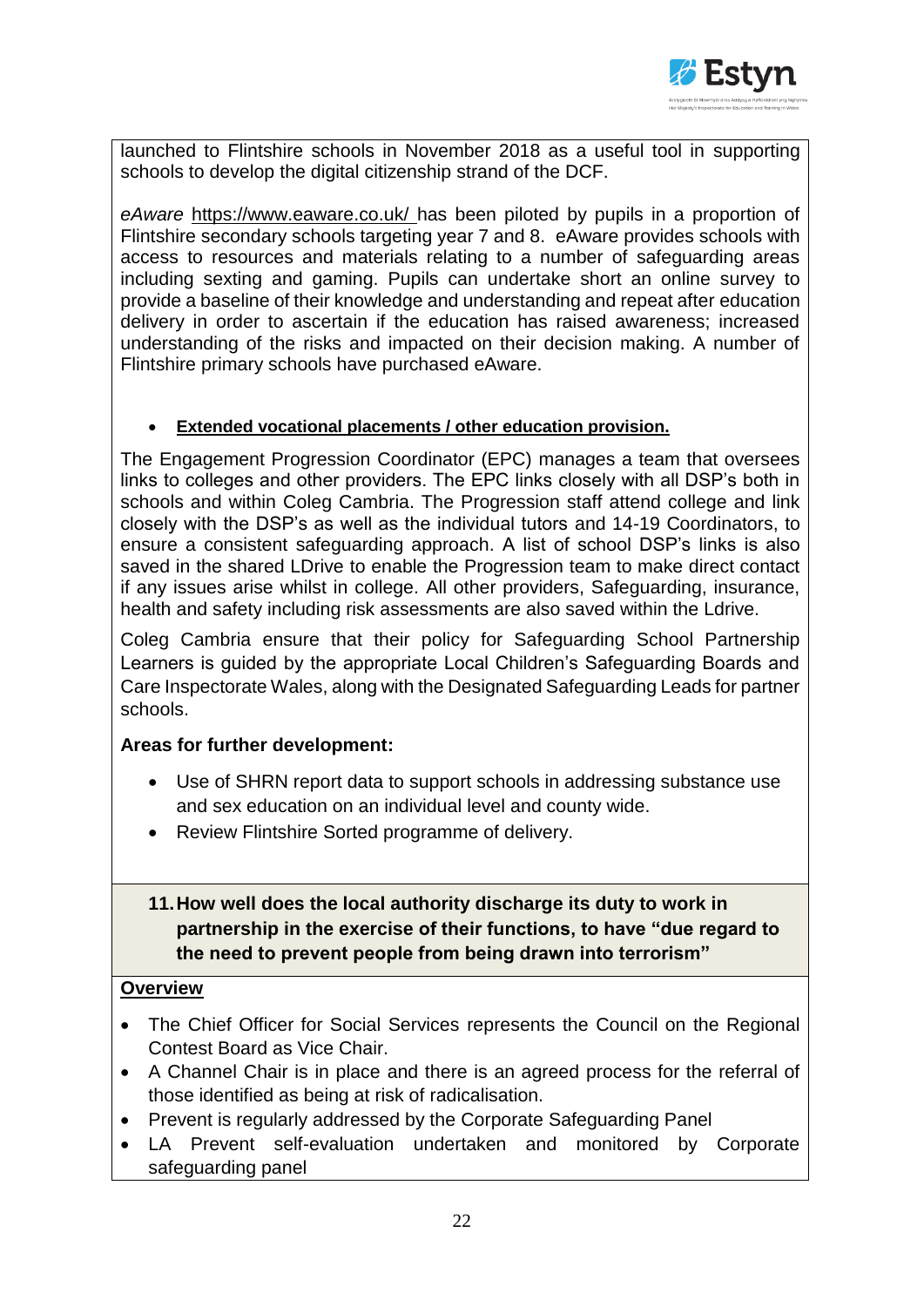launched to Flintshire schools in November 2018 as a useful tool in supporting schools to develop the digital citizenship strand of the DCF.

*eAware* https://www.eaware.co.uk/ has been piloted by pupils in a proportion of Flintshire secondary schools targeting year 7 and 8. eAware provides schools with access to resources and materials relating to a number of safeguarding areas including sexting and gaming. Pupils can undertake short an online survey to provide a baseline of their knowledge and understanding and repeat after education delivery in order to ascertain if the education has raised awareness; increased understanding of the risks and impacted on their decision making. A number of Flintshire primary schools have purchased eAware.

- **Extended vocational placements / other education provision.**

The Engagement Progression Coordinator (EPC) manages a team that oversees links to colleges and other providers. The EPC links closely with all DSP's both in schools and within Coleg Cambria. The Progression staff attend college and link closely with the DSP's as well as the individual tutors and 14-19 Coordinators, to ensure a consistent safeguarding approach. A list of school DSP's links is also saved in the shared LDrive to enable the Progression team to make direct contact if any issues arise whilst in college. All other providers, Safeguarding, insurance, health and safety including risk assessments are also saved within the Ldrive.

Coleg Cambria ensure that their policy for Safeguarding School Partnership Learners is guided by the appropriate Local Children's Safeguarding Boards and Care Inspectorate Wales, along with the Designated Safeguarding Leads for partner schools.

**Areas for further development:**

- Use of SHRN report data to support schools in addressing substance use and sex education on an individual level and county wide.
- Review Flintshire Sorted programme of delivery.

**11. How well does the local authority discharge its duty to work in partnership in the exercise of their functions, to have "due regard to the need to prevent people from being drawn into terrorism"**

**Overview**

- The Chief Officer for Social Services represents the Council on the Regional Contest Board as Vice Chair.
- A Channel Chair is in place and there is an agreed process for the referral of those identified as being at risk of radicalisation.
- Prevent is regularly addressed by the Corporate Safeguarding Panel
- LA Prevent self-evaluation undertaken and monitored by Corporate safeguarding panel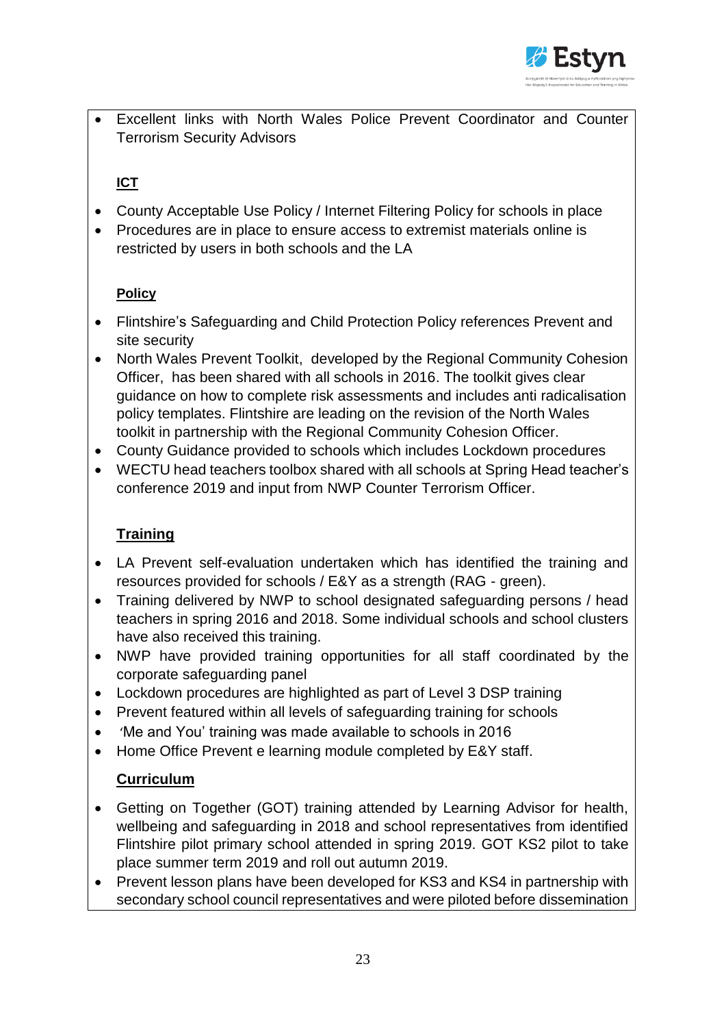- Excellent links with North Wales Police Prevent Coordinator and Counter Terrorism Security Advisors

**ICT**

- County Acceptable Use Policy / Internet Filtering Policy for schools in place
- Procedures are in place to ensure access to extremist materials online is restricted by users in both schools and the LA

**Policy**

- Flintshire's Safeguarding and Child Protection Policy references Prevent and site security
- North Wales Prevent Toolkit, developed by the Regional Community Cohesion Officer, has been shared with all schools in 2016. The toolkit gives clear guidance on how to complete risk assessments and includes anti radicalisation policy templates. Flintshire are leading on the revision of the North Wales toolkit in partnership with the Regional Community Cohesion Officer.
- County Guidance provided to schools which includes Lockdown procedures
- WECTU head teachers toolbox shared with all schools at Spring Head teacher's conference 2019 and input from NWP Counter Terrorism Officer.

**Training**

- LA Prevent self-evaluation undertaken which has identified the training and resources provided for schools / E&Y as a strength (RAG - green).
- Training delivered by NWP to school designated safeguarding persons / head teachers in spring 2016 and 2018. Some individual schools and school clusters have also received this training.
- NWP have provided training opportunities for all staff coordinated by the corporate safeguarding panel
- Lockdown procedures are highlighted as part of Level 3 DSP training
- Prevent featured within all levels of safeguarding training for schools
- 'Me and You' training was made available to schools in 2016
- Home Office Prevent e learning module completed by E&Y staff.

**Curriculum**

- Getting on Together (GOT) training attended by Learning Advisor for health, wellbeing and safeguarding in 2018 and school representatives from identified Flintshire pilot primary school attended in spring 2019. GOT KS2 pilot to take place summer term 2019 and roll out autumn 2019.
- Prevent lesson plans have been developed for KS3 and KS4 in partnership with secondary school council representatives and were piloted before dissemination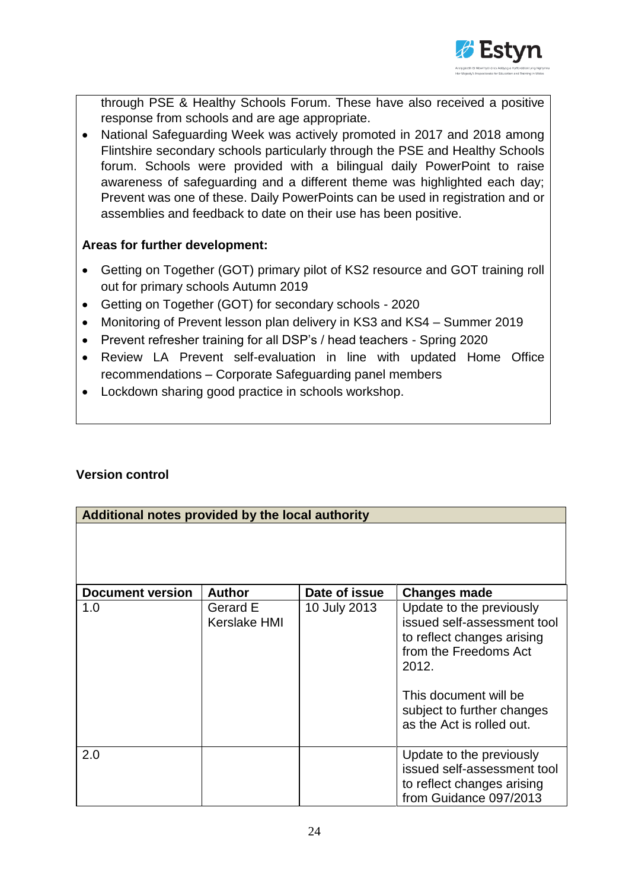through PSE & Healthy Schools Forum. These have also received a positive response from schools and are age appropriate.

- National Safeguarding Week was actively promoted in 2017 and 2018 among Flintshire secondary schools particularly through the PSE and Healthy Schools forum. Schools were provided with a bilingual daily PowerPoint to raise awareness of safeguarding and a different theme was highlighted each day; Prevent was one of these. Daily PowerPoints can be used in registration and or assemblies and feedback to date on their use has been positive.

**Areas for further development:**

- Getting on Together (GOT) primary pilot of KS2 resource and GOT training roll out for primary schools Autumn 2019
- Getting on Together (GOT) for secondary schools - 2020
- Monitoring of Prevent lesson plan delivery in KS3 and KS4 – Summer 2019
- Prevent refresher training for all DSP's / head teachers - Spring 2020
- Review LA Prevent self-evaluation in line with updated Home Office recommendations – Corporate Safeguarding panel members
- Lockdown sharing good practice in schools workshop.

**Version control**

**Additional notes provided by the local authority**

| Document version | Author | Date of issue | Changes made |
|---|---|---|---|
| 1.0 | Gerard E Kerslake HMI | 10 July 2013 | Update to the previously issued self-assessment tool to reflect changes arising from the Freedoms Act 2012.<br><br>This document will be subject to further changes as the Act is rolled out. |
| 2.0 | | | Update to the previously issued self-assessment tool to reflect changes arising from Guidance 097/2013 |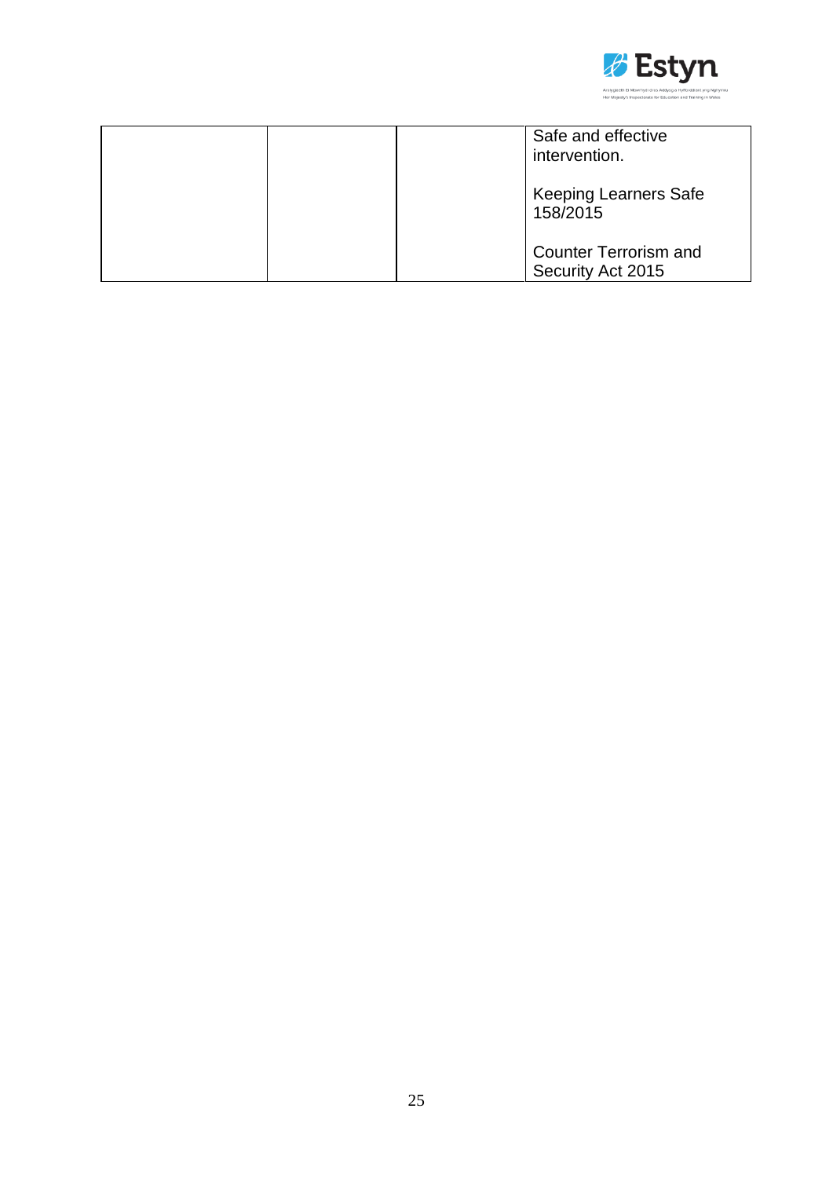| | | | |
|---|---|---|---|
| | | | Safe and effective intervention.<br><br>Keeping Learners Safe 158/2015<br><br>Counter Terrorism and Security Act 2015 |